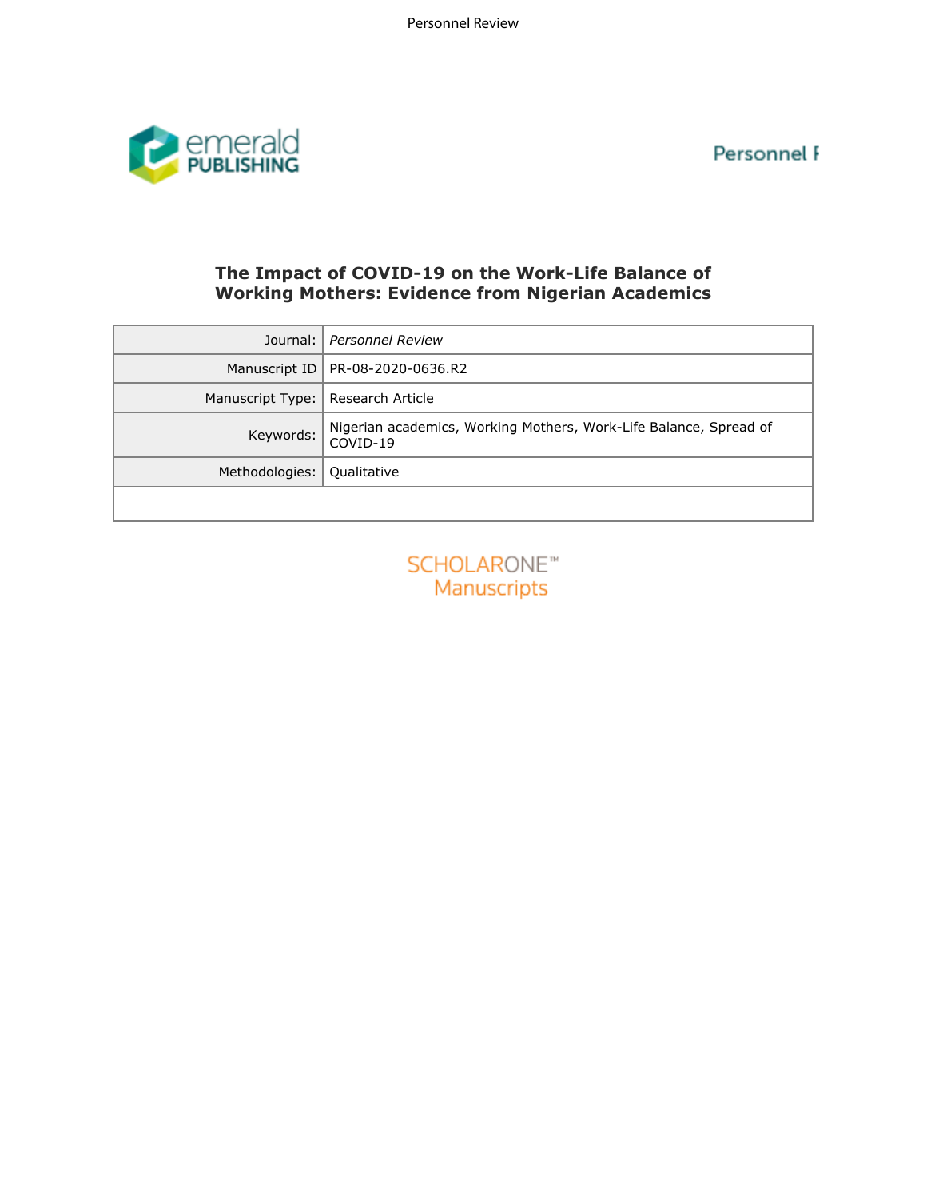# The Impact of COVID-19 on the Work-Life Balance of Working Mothers: Evidence from Nigerian Academics

| | |
|---|---|
| Journal: | *Personnel Review* |
| Manuscript ID | PR-08-2020-0636.R2 |
| Manuscript Type: | Research Article |
| Keywords: | Nigerian academics, Working Mothers, Work-Life Balance, Spread of COVID-19 |
| Methodologies: | Qualitative |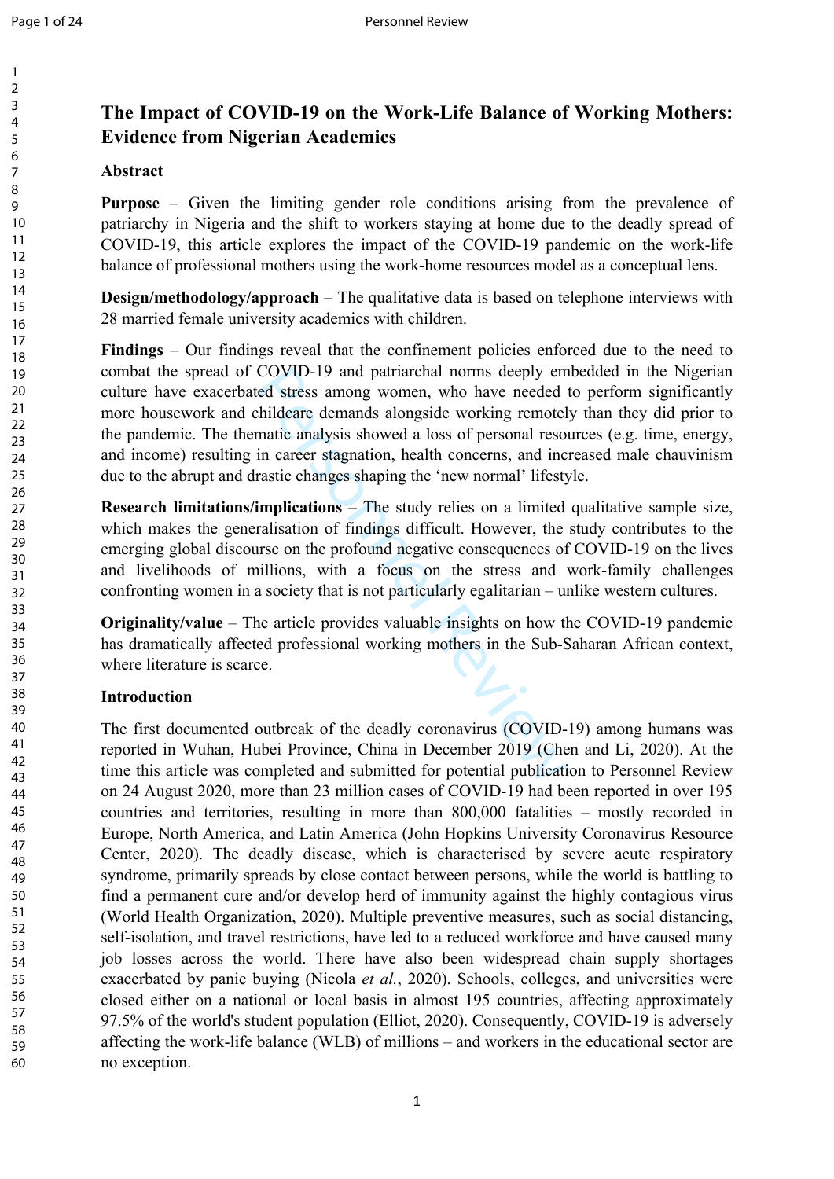# The Impact of COVID-19 on the Work-Life Balance of Working Mothers: Evidence from Nigerian Academics

## Abstract

**Purpose** – Given the limiting gender role conditions arising from the prevalence of patriarchy in Nigeria and the shift to workers staying at home due to the deadly spread of COVID-19, this article explores the impact of the COVID-19 pandemic on the work-life balance of professional mothers using the work-home resources model as a conceptual lens.

**Design/methodology/approach** – The qualitative data is based on telephone interviews with 28 married female university academics with children.

**Findings** – Our findings reveal that the confinement policies enforced due to the need to combat the spread of COVID-19 and patriarchal norms deeply embedded in the Nigerian culture have exacerbated stress among women, who have needed to perform significantly more housework and childcare demands alongside working remotely than they did prior to the pandemic. The thematic analysis showed a loss of personal resources (e.g. time, energy, and income) resulting in career stagnation, health concerns, and increased male chauvinism due to the abrupt and drastic changes shaping the 'new normal' lifestyle.

**Research limitations/implications** – The study relies on a limited qualitative sample size, which makes the generalisation of findings difficult. However, the study contributes to the emerging global discourse on the profound negative consequences of COVID-19 on the lives and livelihoods of millions, with a focus on the stress and work-family challenges confronting women in a society that is not particularly egalitarian – unlike western cultures.

**Originality/value** – The article provides valuable insights on how the COVID-19 pandemic has dramatically affected professional working mothers in the Sub-Saharan African context, where literature is scarce.

## Introduction

The first documented outbreak of the deadly coronavirus (COVID-19) among humans was reported in Wuhan, Hubei Province, China in December 2019 (Chen and Li, 2020). At the time this article was completed and submitted for potential publication to Personnel Review on 24 August 2020, more than 23 million cases of COVID-19 had been reported in over 195 countries and territories, resulting in more than 800,000 fatalities – mostly recorded in Europe, North America, and Latin America (John Hopkins University Coronavirus Resource Center, 2020). The deadly disease, which is characterised by severe acute respiratory syndrome, primarily spreads by close contact between persons, while the world is battling to find a permanent cure and/or develop herd of immunity against the highly contagious virus (World Health Organization, 2020). Multiple preventive measures, such as social distancing, self-isolation, and travel restrictions, have led to a reduced workforce and have caused many job losses across the world. There have also been widespread chain supply shortages exacerbated by panic buying (Nicola *et al.*, 2020). Schools, colleges, and universities were closed either on a national or local basis in almost 195 countries, affecting approximately 97.5% of the world's student population (Elliot, 2020). Consequently, COVID-19 is adversely affecting the work-life balance (WLB) of millions – and workers in the educational sector are no exception.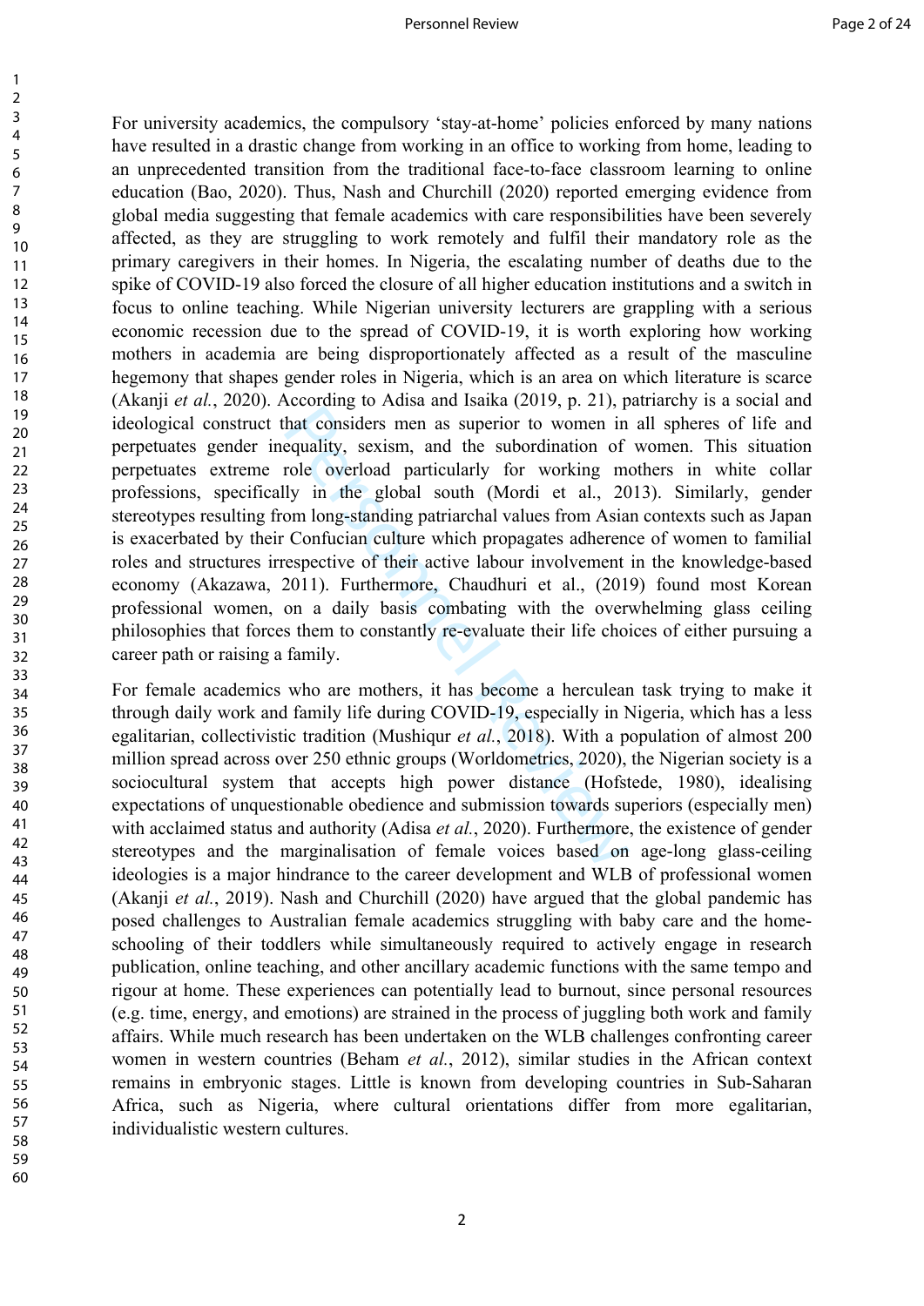For university academics, the compulsory 'stay-at-home' policies enforced by many nations have resulted in a drastic change from working in an office to working from home, leading to an unprecedented transition from the traditional face-to-face classroom learning to online education (Bao, 2020). Thus, Nash and Churchill (2020) reported emerging evidence from global media suggesting that female academics with care responsibilities have been severely affected, as they are struggling to work remotely and fulfil their mandatory role as the primary caregivers in their homes. In Nigeria, the escalating number of deaths due to the spike of COVID-19 also forced the closure of all higher education institutions and a switch in focus to online teaching. While Nigerian university lecturers are grappling with a serious economic recession due to the spread of COVID-19, it is worth exploring how working mothers in academia are being disproportionately affected as a result of the masculine hegemony that shapes gender roles in Nigeria, which is an area on which literature is scarce (Akanji *et al.*, 2020). According to Adisa and Isaika (2019, p. 21), patriarchy is a social and ideological construct that considers men as superior to women in all spheres of life and perpetuates gender inequality, sexism, and the subordination of women. This situation perpetuates extreme role overload particularly for working mothers in white collar professions, specifically in the global south (Mordi et al., 2013). Similarly, gender stereotypes resulting from long-standing patriarchal values from Asian contexts such as Japan is exacerbated by their Confucian culture which propagates adherence of women to familial roles and structures irrespective of their active labour involvement in the knowledge-based economy (Akazawa, 2011). Furthermore, Chaudhuri et al., (2019) found most Korean professional women, on a daily basis combating with the overwhelming glass ceiling philosophies that forces them to constantly re-evaluate their life choices of either pursuing a career path or raising a family.

For female academics who are mothers, it has become a herculean task trying to make it through daily work and family life during COVID-19, especially in Nigeria, which has a less egalitarian, collectivistic tradition (Mushiqur *et al.*, 2018). With a population of almost 200 million spread across over 250 ethnic groups (Worldometrics, 2020), the Nigerian society is a sociocultural system that accepts high power distance (Hofstede, 1980), idealising expectations of unquestionable obedience and submission towards superiors (especially men) with acclaimed status and authority (Adisa *et al.*, 2020). Furthermore, the existence of gender stereotypes and the marginalisation of female voices based on age-long glass-ceiling ideologies is a major hindrance to the career development and WLB of professional women (Akanji *et al.*, 2019). Nash and Churchill (2020) have argued that the global pandemic has posed challenges to Australian female academics struggling with baby care and the home-schooling of their toddlers while simultaneously required to actively engage in research publication, online teaching, and other ancillary academic functions with the same tempo and rigour at home. These experiences can potentially lead to burnout, since personal resources (e.g. time, energy, and emotions) are strained in the process of juggling both work and family affairs. While much research has been undertaken on the WLB challenges confronting career women in western countries (Beham *et al.*, 2012), similar studies in the African context remains in embryonic stages. Little is known from developing countries in Sub-Saharan Africa, such as Nigeria, where cultural orientations differ from more egalitarian, individualistic western cultures.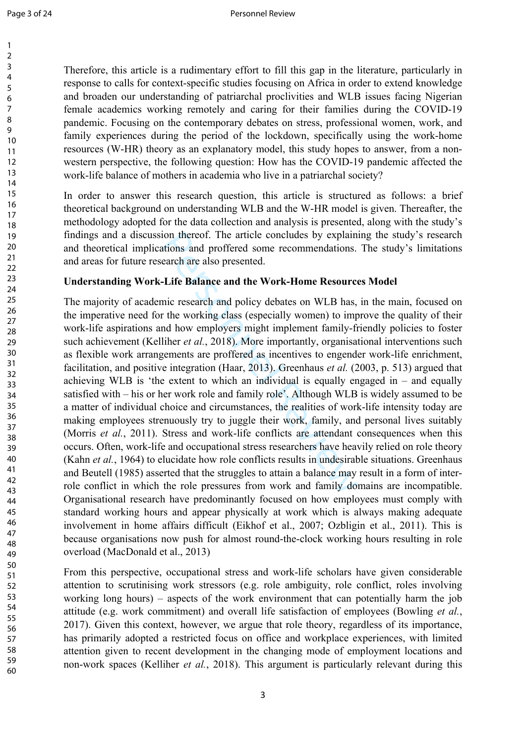Therefore, this article is a rudimentary effort to fill this gap in the literature, particularly in response to calls for context-specific studies focusing on Africa in order to extend knowledge and broaden our understanding of patriarchal proclivities and WLB issues facing Nigerian female academics working remotely and caring for their families during the COVID-19 pandemic. Focusing on the contemporary debates on stress, professional women, work, and family experiences during the period of the lockdown, specifically using the work-home resources (W-HR) theory as an explanatory model, this study hopes to answer, from a non-western perspective, the following question: How has the COVID-19 pandemic affected the work-life balance of mothers in academia who live in a patriarchal society?

In order to answer this research question, this article is structured as follows: a brief theoretical background on understanding WLB and the W-HR model is given. Thereafter, the methodology adopted for the data collection and analysis is presented, along with the study's findings and a discussion thereof. The article concludes by explaining the study's research and theoretical implications and proffered some recommendations. The study's limitations and areas for future research are also presented.

## Understanding Work-Life Balance and the Work-Home Resources Model

The majority of academic research and policy debates on WLB has, in the main, focused on the imperative need for the working class (especially women) to improve the quality of their work-life aspirations and how employers might implement family-friendly policies to foster such achievement (Kelliher *et al.*, 2018). More importantly, organisational interventions such as flexible work arrangements are proffered as incentives to engender work-life enrichment, facilitation, and positive integration (Haar, 2013). Greenhaus *et al.* (2003, p. 513) argued that achieving WLB is 'the extent to which an individual is equally engaged in – and equally satisfied with – his or her work role and family role'. Although WLB is widely assumed to be a matter of individual choice and circumstances, the realities of work-life intensity today are making employees strenuously try to juggle their work, family, and personal lives suitably (Morris *et al.*, 2011). Stress and work-life conflicts are attendant consequences when this occurs. Often, work-life and occupational stress researchers have heavily relied on role theory (Kahn *et al.*, 1964) to elucidate how role conflicts results in undesirable situations. Greenhaus and Beutell (1985) asserted that the struggles to attain a balance may result in a form of inter-role conflict in which the role pressures from work and family domains are incompatible. Organisational research have predominantly focused on how employees must comply with standard working hours and appear physically at work which is always making adequate involvement in home affairs difficult (Eikhof et al., 2007; Ozbligin et al., 2011). This is because organisations now push for almost round-the-clock working hours resulting in role overload (MacDonald et al., 2013)

From this perspective, occupational stress and work-life scholars have given considerable attention to scrutinising work stressors (e.g. role ambiguity, role conflict, roles involving working long hours) – aspects of the work environment that can potentially harm the job attitude (e.g. work commitment) and overall life satisfaction of employees (Bowling *et al.*, 2017). Given this context, however, we argue that role theory, regardless of its importance, has primarily adopted a restricted focus on office and workplace experiences, with limited attention given to recent development in the changing mode of employment locations and non-work spaces (Kelliher *et al.*, 2018). This argument is particularly relevant during this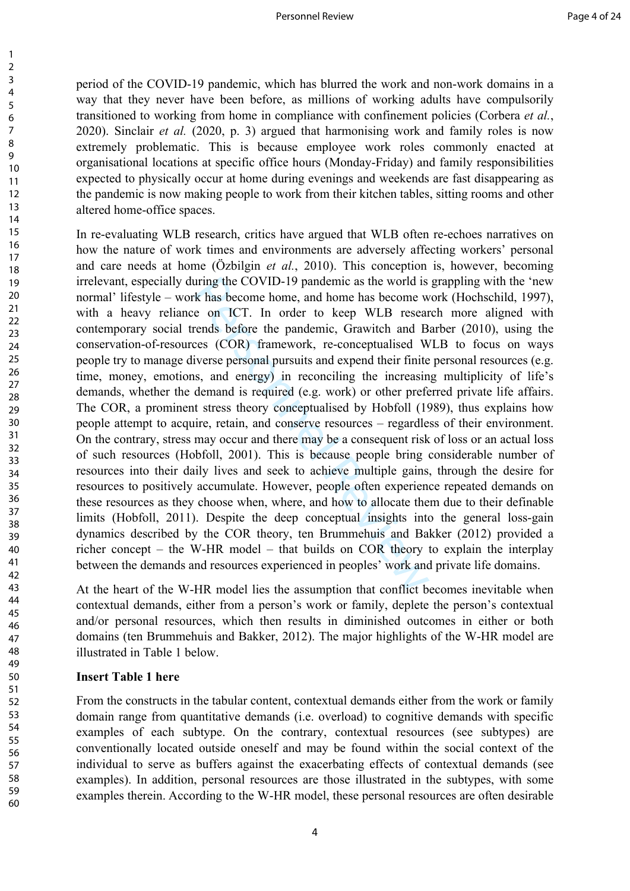period of the COVID-19 pandemic, which has blurred the work and non-work domains in a way that they never have been before, as millions of working adults have compulsorily transitioned to working from home in compliance with confinement policies (Corbera *et al.*, 2020). Sinclair *et al.* (2020, p. 3) argued that harmonising work and family roles is now extremely problematic. This is because employee work roles commonly enacted at organisational locations at specific office hours (Monday-Friday) and family responsibilities expected to physically occur at home during evenings and weekends are fast disappearing as the pandemic is now making people to work from their kitchen tables, sitting rooms and other altered home-office spaces.

In re-evaluating WLB research, critics have argued that WLB often re-echoes narratives on how the nature of work times and environments are adversely affecting workers' personal and care needs at home (Özbilgin *et al.*, 2010). This conception is, however, becoming irrelevant, especially during the COVID-19 pandemic as the world is grappling with the 'new normal' lifestyle – work has become home, and home has become work (Hochschild, 1997), with a heavy reliance on ICT. In order to keep WLB research more aligned with contemporary social trends before the pandemic, Grawitch and Barber (2010), using the conservation-of-resources (COR) framework, re-conceptualised WLB to focus on ways people try to manage diverse personal pursuits and expend their finite personal resources (e.g. time, money, emotions, and energy) in reconciling the increasing multiplicity of life's demands, whether the demand is required (e.g. work) or other preferred private life affairs. The COR, a prominent stress theory conceptualised by Hobfoll (1989), thus explains how people attempt to acquire, retain, and conserve resources – regardless of their environment. On the contrary, stress may occur and there may be a consequent risk of loss or an actual loss of such resources (Hobfoll, 2001). This is because people bring considerable number of resources into their daily lives and seek to achieve multiple gains, through the desire for resources to positively accumulate. However, people often experience repeated demands on these resources as they choose when, where, and how to allocate them due to their definable limits (Hobfoll, 2011). Despite the deep conceptual insights into the general loss-gain dynamics described by the COR theory, ten Brummehuis and Bakker (2012) provided a richer concept – the W-HR model – that builds on COR theory to explain the interplay between the demands and resources experienced in peoples' work and private life domains.

At the heart of the W-HR model lies the assumption that conflict becomes inevitable when contextual demands, either from a person's work or family, deplete the person's contextual and/or personal resources, which then results in diminished outcomes in either or both domains (ten Brummehuis and Bakker, 2012). The major highlights of the W-HR model are illustrated in Table 1 below.

**Insert Table 1 here**

From the constructs in the tabular content, contextual demands either from the work or family domain range from quantitative demands (i.e. overload) to cognitive demands with specific examples of each subtype. On the contrary, contextual resources (see subtypes) are conventionally located outside oneself and may be found within the social context of the individual to serve as buffers against the exacerbating effects of contextual demands (see examples). In addition, personal resources are those illustrated in the subtypes, with some examples therein. According to the W-HR model, these personal resources are often desirable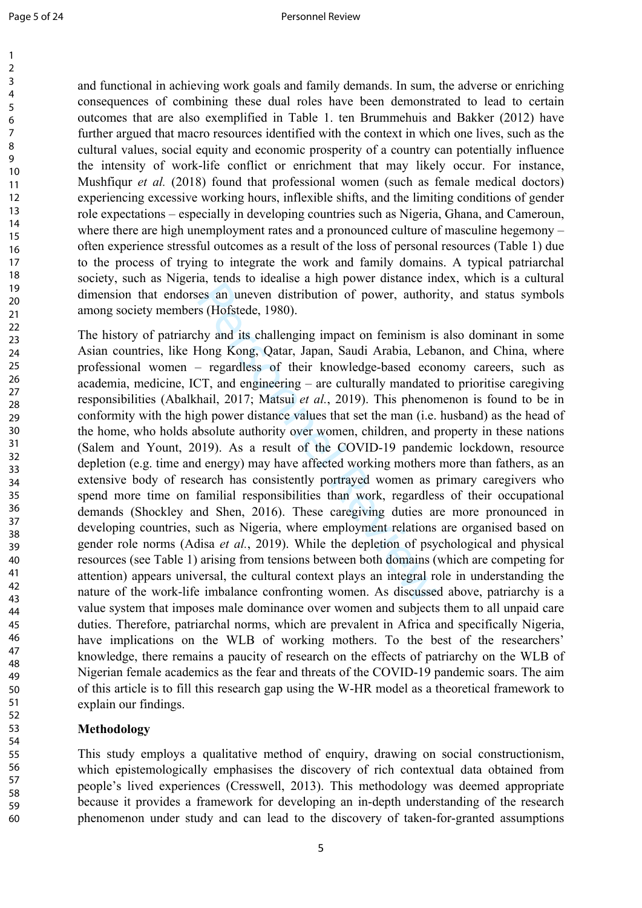and functional in achieving work goals and family demands. In sum, the adverse or enriching consequences of combining these dual roles have been demonstrated to lead to certain outcomes that are also exemplified in Table 1. ten Brummehuis and Bakker (2012) have further argued that macro resources identified with the context in which one lives, such as the cultural values, social equity and economic prosperity of a country can potentially influence the intensity of work-life conflict or enrichment that may likely occur. For instance, Mushfiqur *et al.* (2018) found that professional women (such as female medical doctors) experiencing excessive working hours, inflexible shifts, and the limiting conditions of gender role expectations – especially in developing countries such as Nigeria, Ghana, and Cameroun, where there are high unemployment rates and a pronounced culture of masculine hegemony – often experience stressful outcomes as a result of the loss of personal resources (Table 1) due to the process of trying to integrate the work and family domains. A typical patriarchal society, such as Nigeria, tends to idealise a high power distance index, which is a cultural dimension that endorses an uneven distribution of power, authority, and status symbols among society members (Hofstede, 1980).

The history of patriarchy and its challenging impact on feminism is also dominant in some Asian countries, like Hong Kong, Qatar, Japan, Saudi Arabia, Lebanon, and China, where professional women – regardless of their knowledge-based economy careers, such as academia, medicine, ICT, and engineering – are culturally mandated to prioritise caregiving responsibilities (Abalkhail, 2017; Matsui *et al.*, 2019). This phenomenon is found to be in conformity with the high power distance values that set the man (i.e. husband) as the head of the home, who holds absolute authority over women, children, and property in these nations (Salem and Yount, 2019). As a result of the COVID-19 pandemic lockdown, resource depletion (e.g. time and energy) may have affected working mothers more than fathers, as an extensive body of research has consistently portrayed women as primary caregivers who spend more time on familial responsibilities than work, regardless of their occupational demands (Shockley and Shen, 2016). These caregiving duties are more pronounced in developing countries, such as Nigeria, where employment relations are organised based on gender role norms (Adisa *et al.*, 2019). While the depletion of psychological and physical resources (see Table 1) arising from tensions between both domains (which are competing for attention) appears universal, the cultural context plays an integral role in understanding the nature of the work-life imbalance confronting women. As discussed above, patriarchy is a value system that imposes male dominance over women and subjects them to all unpaid care duties. Therefore, patriarchal norms, which are prevalent in Africa and specifically Nigeria, have implications on the WLB of working mothers. To the best of the researchers' knowledge, there remains a paucity of research on the effects of patriarchy on the WLB of Nigerian female academics as the fear and threats of the COVID-19 pandemic soars. The aim of this article is to fill this research gap using the W-HR model as a theoretical framework to explain our findings.

## Methodology

This study employs a qualitative method of enquiry, drawing on social constructionism, which epistemologically emphasises the discovery of rich contextual data obtained from people's lived experiences (Cresswell, 2013). This methodology was deemed appropriate because it provides a framework for developing an in-depth understanding of the research phenomenon under study and can lead to the discovery of taken-for-granted assumptions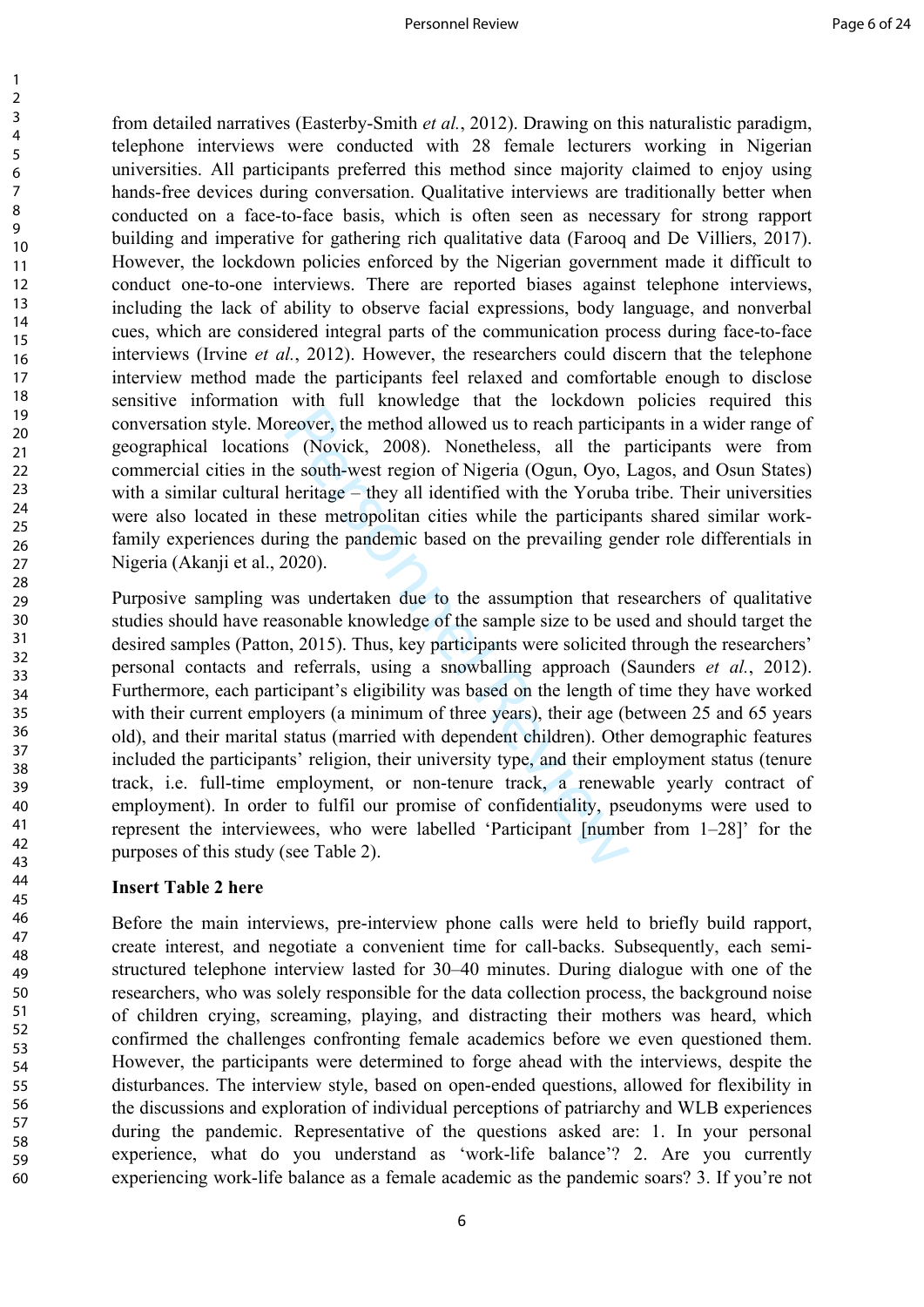from detailed narratives (Easterby-Smith *et al.*, 2012). Drawing on this naturalistic paradigm, telephone interviews were conducted with 28 female lecturers working in Nigerian universities. All participants preferred this method since majority claimed to enjoy using hands-free devices during conversation. Qualitative interviews are traditionally better when conducted on a face-to-face basis, which is often seen as necessary for strong rapport building and imperative for gathering rich qualitative data (Farooq and De Villiers, 2017). However, the lockdown policies enforced by the Nigerian government made it difficult to conduct one-to-one interviews. There are reported biases against telephone interviews, including the lack of ability to observe facial expressions, body language, and nonverbal cues, which are considered integral parts of the communication process during face-to-face interviews (Irvine *et al.*, 2012). However, the researchers could discern that the telephone interview method made the participants feel relaxed and comfortable enough to disclose sensitive information with full knowledge that the lockdown policies required this conversation style. Moreover, the method allowed us to reach participants in a wider range of geographical locations (Novick, 2008). Nonetheless, all the participants were from commercial cities in the south-west region of Nigeria (Ogun, Oyo, Lagos, and Osun States) with a similar cultural heritage – they all identified with the Yoruba tribe. Their universities were also located in these metropolitan cities while the participants shared similar work-family experiences during the pandemic based on the prevailing gender role differentials in Nigeria (Akanji et al., 2020).

Purposive sampling was undertaken due to the assumption that researchers of qualitative studies should have reasonable knowledge of the sample size to be used and should target the desired samples (Patton, 2015). Thus, key participants were solicited through the researchers' personal contacts and referrals, using a snowballing approach (Saunders *et al.*, 2012). Furthermore, each participant's eligibility was based on the length of time they have worked with their current employers (a minimum of three years), their age (between 25 and 65 years old), and their marital status (married with dependent children). Other demographic features included the participants' religion, their university type, and their employment status (tenure track, i.e. full-time employment, or non-tenure track, a renewable yearly contract of employment). In order to fulfil our promise of confidentiality, pseudonyms were used to represent the interviewees, who were labelled 'Participant [number from 1–28]' for the purposes of this study (see Table 2).

**Insert Table 2 here**

Before the main interviews, pre-interview phone calls were held to briefly build rapport, create interest, and negotiate a convenient time for call-backs. Subsequently, each semi-structured telephone interview lasted for 30–40 minutes. During dialogue with one of the researchers, who was solely responsible for the data collection process, the background noise of children crying, screaming, playing, and distracting their mothers was heard, which confirmed the challenges confronting female academics before we even questioned them. However, the participants were determined to forge ahead with the interviews, despite the disturbances. The interview style, based on open-ended questions, allowed for flexibility in the discussions and exploration of individual perceptions of patriarchy and WLB experiences during the pandemic. Representative of the questions asked are: 1. In your personal experience, what do you understand as 'work-life balance'? 2. Are you currently experiencing work-life balance as a female academic as the pandemic soars? 3. If you're not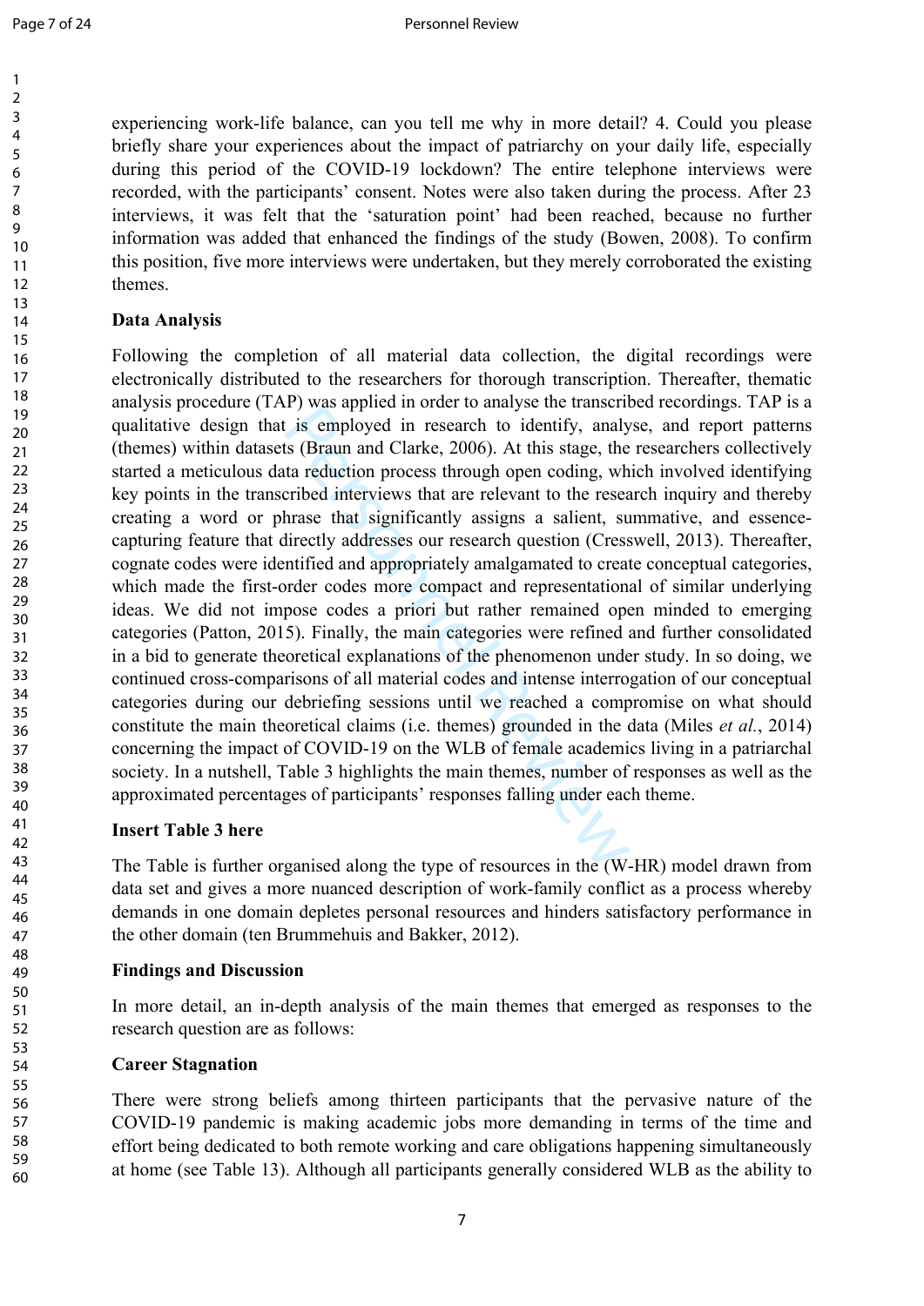experiencing work-life balance, can you tell me why in more detail? 4. Could you please briefly share your experiences about the impact of patriarchy on your daily life, especially during this period of the COVID-19 lockdown? The entire telephone interviews were recorded, with the participants' consent. Notes were also taken during the process. After 23 interviews, it was felt that the 'saturation point' had been reached, because no further information was added that enhanced the findings of the study (Bowen, 2008). To confirm this position, five more interviews were undertaken, but they merely corroborated the existing themes.

**Data Analysis**

Following the completion of all material data collection, the digital recordings were electronically distributed to the researchers for thorough transcription. Thereafter, thematic analysis procedure (TAP) was applied in order to analyse the transcribed recordings. TAP is a qualitative design that is employed in research to identify, analyse, and report patterns (themes) within datasets (Braun and Clarke, 2006). At this stage, the researchers collectively started a meticulous data reduction process through open coding, which involved identifying key points in the transcribed interviews that are relevant to the research inquiry and thereby creating a word or phrase that significantly assigns a salient, summative, and essence-capturing feature that directly addresses our research question (Cresswell, 2013). Thereafter, cognate codes were identified and appropriately amalgamated to create conceptual categories, which made the first-order codes more compact and representational of similar underlying ideas. We did not impose codes a priori but rather remained open minded to emerging categories (Patton, 2015). Finally, the main categories were refined and further consolidated in a bid to generate theoretical explanations of the phenomenon under study. In so doing, we continued cross-comparisons of all material codes and intense interrogation of our conceptual categories during our debriefing sessions until we reached a compromise on what should constitute the main theoretical claims (i.e. themes) grounded in the data (Miles *et al.*, 2014) concerning the impact of COVID-19 on the WLB of female academics living in a patriarchal society. In a nutshell, Table 3 highlights the main themes, number of responses as well as the approximated percentages of participants' responses falling under each theme.

**Insert Table 3 here**

The Table is further organised along the type of resources in the (W-HR) model drawn from data set and gives a more nuanced description of work-family conflict as a process whereby demands in one domain depletes personal resources and hinders satisfactory performance in the other domain (ten Brummehuis and Bakker, 2012).

**Findings and Discussion**

In more detail, an in-depth analysis of the main themes that emerged as responses to the research question are as follows:

**Career Stagnation**

There were strong beliefs among thirteen participants that the pervasive nature of the COVID-19 pandemic is making academic jobs more demanding in terms of the time and effort being dedicated to both remote working and care obligations happening simultaneously at home (see Table 13). Although all participants generally considered WLB as the ability to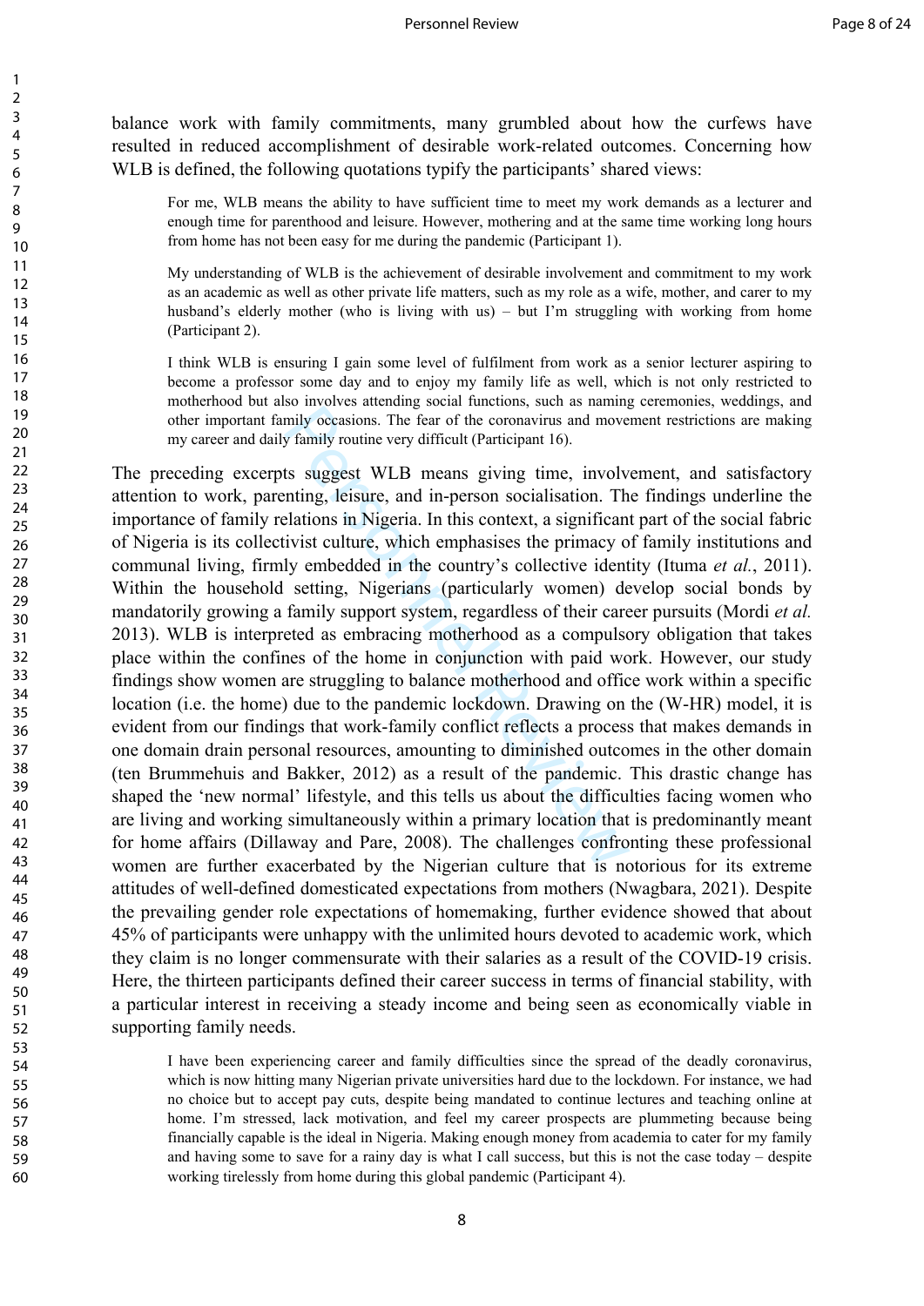balance work with family commitments, many grumbled about how the curfews have resulted in reduced accomplishment of desirable work-related outcomes. Concerning how WLB is defined, the following quotations typify the participants' shared views:

> For me, WLB means the ability to have sufficient time to meet my work demands as a lecturer and enough time for parenthood and leisure. However, mothering and at the same time working long hours from home has not been easy for me during the pandemic (Participant 1).

> My understanding of WLB is the achievement of desirable involvement and commitment to my work as an academic as well as other private life matters, such as my role as a wife, mother, and carer to my husband's elderly mother (who is living with us) – but I'm struggling with working from home (Participant 2).

> I think WLB is ensuring I gain some level of fulfilment from work as a senior lecturer aspiring to become a professor some day and to enjoy my family life as well, which is not only restricted to motherhood but also involves attending social functions, such as naming ceremonies, weddings, and other important family occasions. The fear of the coronavirus and movement restrictions are making my career and daily family routine very difficult (Participant 16).

The preceding excerpts suggest WLB means giving time, involvement, and satisfactory attention to work, parenting, leisure, and in-person socialisation. The findings underline the importance of family relations in Nigeria. In this context, a significant part of the social fabric of Nigeria is its collectivist culture, which emphasises the primacy of family institutions and communal living, firmly embedded in the country's collective identity (Ituma *et al.*, 2011). Within the household setting, Nigerians (particularly women) develop social bonds by mandatorily growing a family support system, regardless of their career pursuits (Mordi *et al.* 2013). WLB is interpreted as embracing motherhood as a compulsory obligation that takes place within the confines of the home in conjunction with paid work. However, our study findings show women are struggling to balance motherhood and office work within a specific location (i.e. the home) due to the pandemic lockdown. Drawing on the (W-HR) model, it is evident from our findings that work-family conflict reflects a process that makes demands in one domain drain personal resources, amounting to diminished outcomes in the other domain (ten Brummehuis and Bakker, 2012) as a result of the pandemic. This drastic change has shaped the 'new normal' lifestyle, and this tells us about the difficulties facing women who are living and working simultaneously within a primary location that is predominantly meant for home affairs (Dillaway and Pare, 2008). The challenges confronting these professional women are further exacerbated by the Nigerian culture that is notorious for its extreme attitudes of well-defined domesticated expectations from mothers (Nwagbara, 2021). Despite the prevailing gender role expectations of homemaking, further evidence showed that about 45% of participants were unhappy with the unlimited hours devoted to academic work, which they claim is no longer commensurate with their salaries as a result of the COVID-19 crisis. Here, the thirteen participants defined their career success in terms of financial stability, with a particular interest in receiving a steady income and being seen as economically viable in supporting family needs.

> I have been experiencing career and family difficulties since the spread of the deadly coronavirus, which is now hitting many Nigerian private universities hard due to the lockdown. For instance, we had no choice but to accept pay cuts, despite being mandated to continue lectures and teaching online at home. I'm stressed, lack motivation, and feel my career prospects are plummeting because being financially capable is the ideal in Nigeria. Making enough money from academia to cater for my family and having some to save for a rainy day is what I call success, but this is not the case today – despite working tirelessly from home during this global pandemic (Participant 4).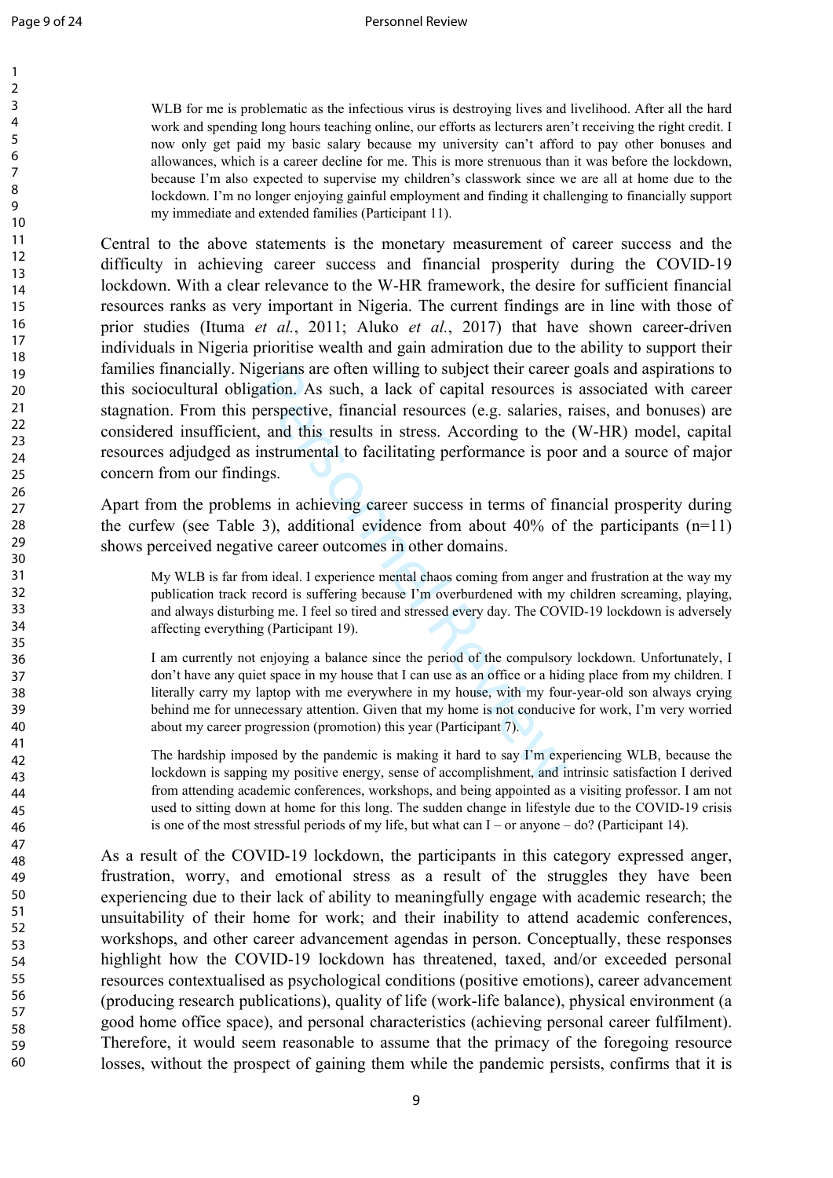> WLB for me is problematic as the infectious virus is destroying lives and livelihood. After all the hard work and spending long hours teaching online, our efforts as lecturers aren't receiving the right credit. I now only get paid my basic salary because my university can't afford to pay other bonuses and allowances, which is a career decline for me. This is more strenuous than it was before the lockdown, because I'm also expected to supervise my children's classwork since we are all at home due to the lockdown. I'm no longer enjoying gainful employment and finding it challenging to financially support my immediate and extended families (Participant 11).

Central to the above statements is the monetary measurement of career success and the difficulty in achieving career success and financial prosperity during the COVID-19 lockdown. With a clear relevance to the W-HR framework, the desire for sufficient financial resources ranks as very important in Nigeria. The current findings are in line with those of prior studies (Ituma *et al.*, 2011; Aluko *et al.*, 2017) that have shown career-driven individuals in Nigeria prioritise wealth and gain admiration due to the ability to support their families financially. Nigerians are often willing to subject their career goals and aspirations to this sociocultural obligation. As such, a lack of capital resources is associated with career stagnation. From this perspective, financial resources (e.g. salaries, raises, and bonuses) are considered insufficient, and this results in stress. According to the (W-HR) model, capital resources adjudged as instrumental to facilitating performance is poor and a source of major concern from our findings.

Apart from the problems in achieving career success in terms of financial prosperity during the curfew (see Table 3), additional evidence from about 40% of the participants (n=11) shows perceived negative career outcomes in other domains.

> My WLB is far from ideal. I experience mental chaos coming from anger and frustration at the way my publication track record is suffering because I'm overburdened with my children screaming, playing, and always disturbing me. I feel so tired and stressed every day. The COVID-19 lockdown is adversely affecting everything (Participant 19).

> I am currently not enjoying a balance since the period of the compulsory lockdown. Unfortunately, I don't have any quiet space in my house that I can use as an office or a hiding place from my children. I literally carry my laptop with me everywhere in my house, with my four-year-old son always crying behind me for unnecessary attention. Given that my home is not conducive for work, I'm very worried about my career progression (promotion) this year (Participant 7).

> The hardship imposed by the pandemic is making it hard to say I'm experiencing WLB, because the lockdown is sapping my positive energy, sense of accomplishment, and intrinsic satisfaction I derived from attending academic conferences, workshops, and being appointed as a visiting professor. I am not used to sitting down at home for this long. The sudden change in lifestyle due to the COVID-19 crisis is one of the most stressful periods of my life, but what can I – or anyone – do? (Participant 14).

As a result of the COVID-19 lockdown, the participants in this category expressed anger, frustration, worry, and emotional stress as a result of the struggles they have been experiencing due to their lack of ability to meaningfully engage with academic research; the unsuitability of their home for work; and their inability to attend academic conferences, workshops, and other career advancement agendas in person. Conceptually, these responses highlight how the COVID-19 lockdown has threatened, taxed, and/or exceeded personal resources contextualised as psychological conditions (positive emotions), career advancement (producing research publications), quality of life (work-life balance), physical environment (a good home office space), and personal characteristics (achieving personal career fulfilment). Therefore, it would seem reasonable to assume that the primacy of the foregoing resource losses, without the prospect of gaining them while the pandemic persists, confirms that it is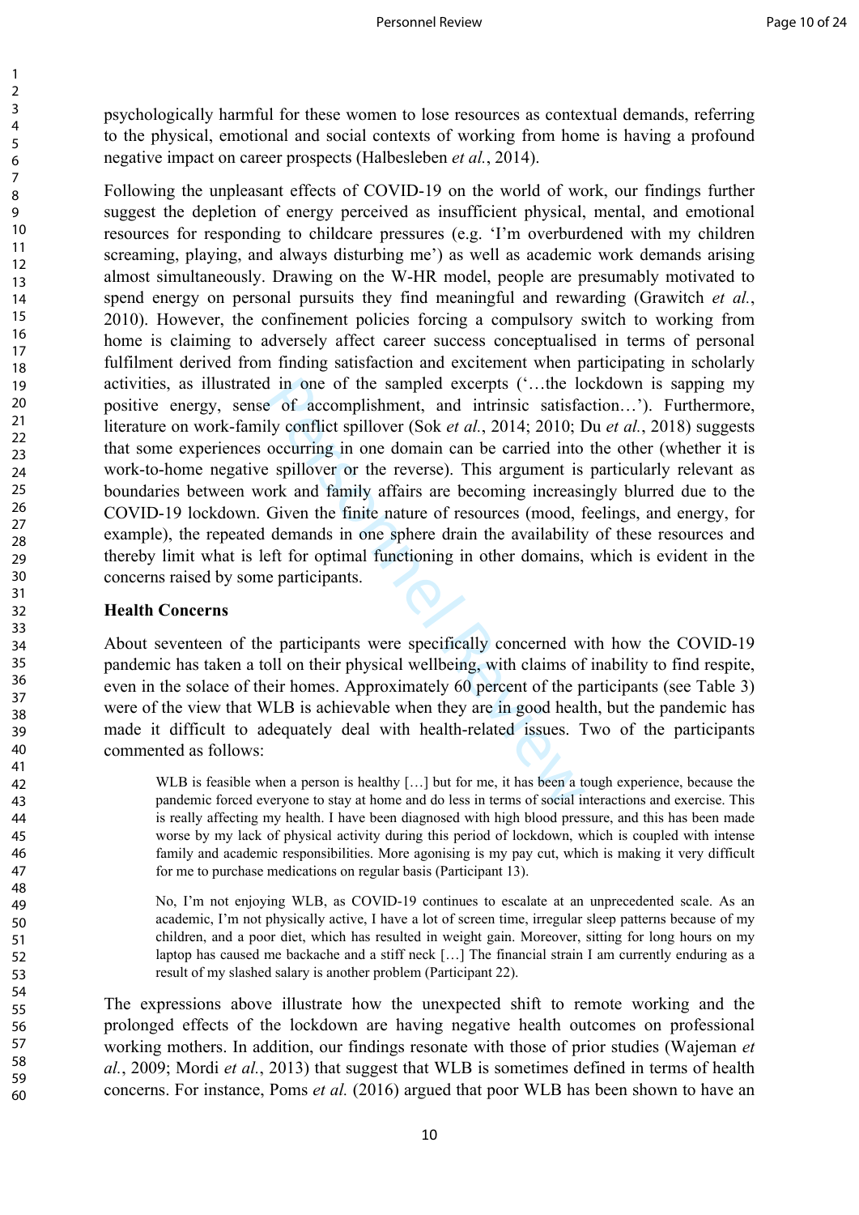psychologically harmful for these women to lose resources as contextual demands, referring to the physical, emotional and social contexts of working from home is having a profound negative impact on career prospects (Halbesleben *et al.*, 2014).

Following the unpleasant effects of COVID-19 on the world of work, our findings further suggest the depletion of energy perceived as insufficient physical, mental, and emotional resources for responding to childcare pressures (e.g. 'I'm overburdened with my children screaming, playing, and always disturbing me') as well as academic work demands arising almost simultaneously. Drawing on the W-HR model, people are presumably motivated to spend energy on personal pursuits they find meaningful and rewarding (Grawitch *et al.*, 2010). However, the confinement policies forcing a compulsory switch to working from home is claiming to adversely affect career success conceptualised in terms of personal fulfilment derived from finding satisfaction and excitement when participating in scholarly activities, as illustrated in one of the sampled excerpts ('…the lockdown is sapping my positive energy, sense of accomplishment, and intrinsic satisfaction…'). Furthermore, literature on work-family conflict spillover (Sok *et al.*, 2014; 2010; Du *et al.*, 2018) suggests that some experiences occurring in one domain can be carried into the other (whether it is work-to-home negative spillover or the reverse). This argument is particularly relevant as boundaries between work and family affairs are becoming increasingly blurred due to the COVID-19 lockdown. Given the finite nature of resources (mood, feelings, and energy, for example), the repeated demands in one sphere drain the availability of these resources and thereby limit what is left for optimal functioning in other domains, which is evident in the concerns raised by some participants.

**Health Concerns**

About seventeen of the participants were specifically concerned with how the COVID-19 pandemic has taken a toll on their physical wellbeing, with claims of inability to find respite, even in the solace of their homes. Approximately 60 percent of the participants (see Table 3) were of the view that WLB is achievable when they are in good health, but the pandemic has made it difficult to adequately deal with health-related issues. Two of the participants commented as follows:

> WLB is feasible when a person is healthy […] but for me, it has been a tough experience, because the pandemic forced everyone to stay at home and do less in terms of social interactions and exercise. This is really affecting my health. I have been diagnosed with high blood pressure, and this has been made worse by my lack of physical activity during this period of lockdown, which is coupled with intense family and academic responsibilities. More agonising is my pay cut, which is making it very difficult for me to purchase medications on regular basis (Participant 13).

> No, I'm not enjoying WLB, as COVID-19 continues to escalate at an unprecedented scale. As an academic, I'm not physically active, I have a lot of screen time, irregular sleep patterns because of my children, and a poor diet, which has resulted in weight gain. Moreover, sitting for long hours on my laptop has caused me backache and a stiff neck […] The financial strain I am currently enduring as a result of my slashed salary is another problem (Participant 22).

The expressions above illustrate how the unexpected shift to remote working and the prolonged effects of the lockdown are having negative health outcomes on professional working mothers. In addition, our findings resonate with those of prior studies (Wajeman *et al.*, 2009; Mordi *et al.*, 2013) that suggest that WLB is sometimes defined in terms of health concerns. For instance, Poms *et al.* (2016) argued that poor WLB has been shown to have an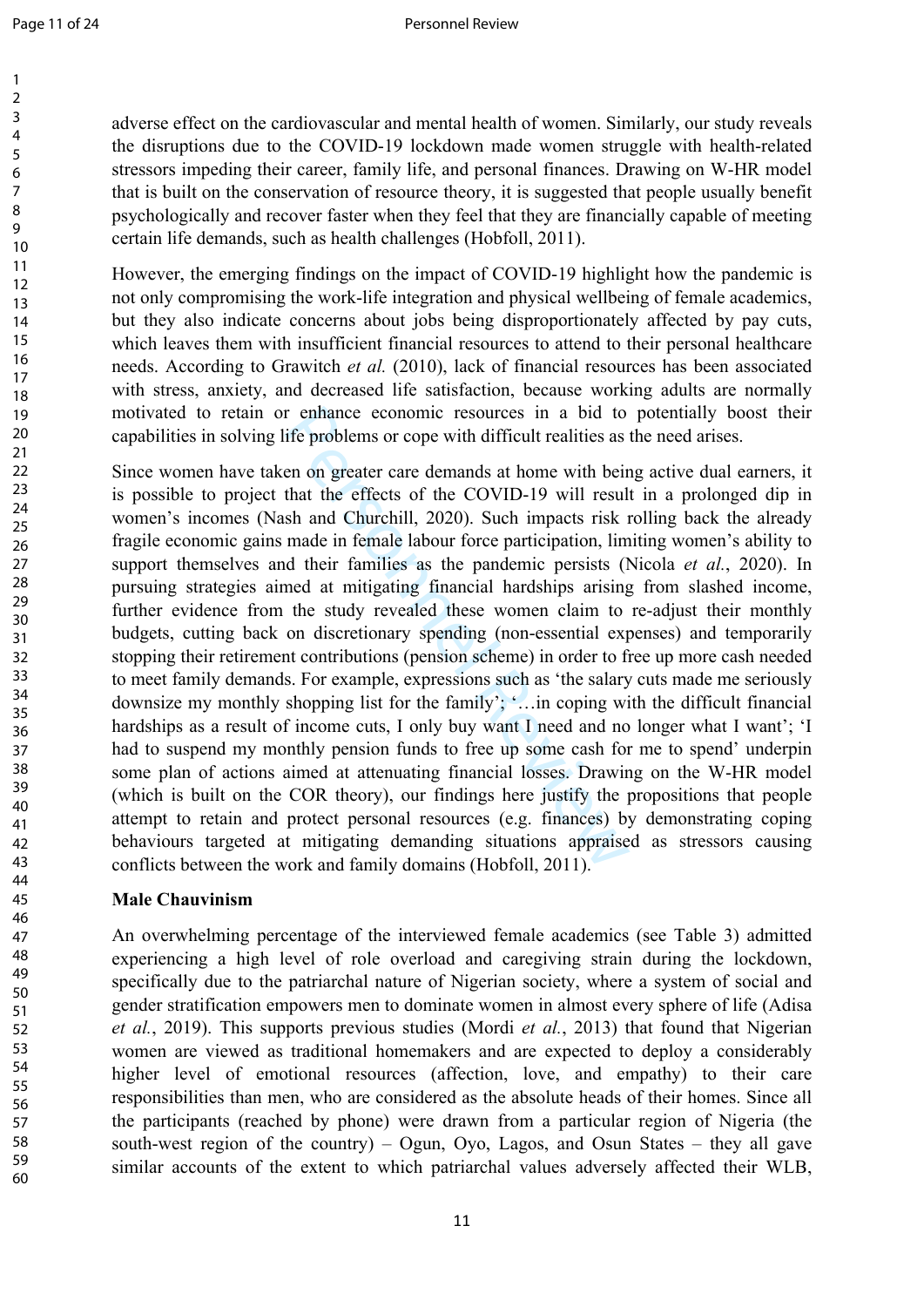adverse effect on the cardiovascular and mental health of women. Similarly, our study reveals the disruptions due to the COVID-19 lockdown made women struggle with health-related stressors impeding their career, family life, and personal finances. Drawing on W-HR model that is built on the conservation of resource theory, it is suggested that people usually benefit psychologically and recover faster when they feel that they are financially capable of meeting certain life demands, such as health challenges (Hobfoll, 2011).

However, the emerging findings on the impact of COVID-19 highlight how the pandemic is not only compromising the work-life integration and physical wellbeing of female academics, but they also indicate concerns about jobs being disproportionately affected by pay cuts, which leaves them with insufficient financial resources to attend to their personal healthcare needs. According to Grawitch *et al.* (2010), lack of financial resources has been associated with stress, anxiety, and decreased life satisfaction, because working adults are normally motivated to retain or enhance economic resources in a bid to potentially boost their capabilities in solving life problems or cope with difficult realities as the need arises.

Since women have taken on greater care demands at home with being active dual earners, it is possible to project that the effects of the COVID-19 will result in a prolonged dip in women's incomes (Nash and Churchill, 2020). Such impacts risk rolling back the already fragile economic gains made in female labour force participation, limiting women's ability to support themselves and their families as the pandemic persists (Nicola *et al.*, 2020). In pursuing strategies aimed at mitigating financial hardships arising from slashed income, further evidence from the study revealed these women claim to re-adjust their monthly budgets, cutting back on discretionary spending (non-essential expenses) and temporarily stopping their retirement contributions (pension scheme) in order to free up more cash needed to meet family demands. For example, expressions such as 'the salary cuts made me seriously downsize my monthly shopping list for the family'; '…in coping with the difficult financial hardships as a result of income cuts, I only buy want I need and no longer what I want'; 'I had to suspend my monthly pension funds to free up some cash for me to spend' underpin some plan of actions aimed at attenuating financial losses. Drawing on the W-HR model (which is built on the COR theory), our findings here justify the propositions that people attempt to retain and protect personal resources (e.g. finances) by demonstrating coping behaviours targeted at mitigating demanding situations appraised as stressors causing conflicts between the work and family domains (Hobfoll, 2011).

**Male Chauvinism**

An overwhelming percentage of the interviewed female academics (see Table 3) admitted experiencing a high level of role overload and caregiving strain during the lockdown, specifically due to the patriarchal nature of Nigerian society, where a system of social and gender stratification empowers men to dominate women in almost every sphere of life (Adisa *et al.*, 2019). This supports previous studies (Mordi *et al.*, 2013) that found that Nigerian women are viewed as traditional homemakers and are expected to deploy a considerably higher level of emotional resources (affection, love, and empathy) to their care responsibilities than men, who are considered as the absolute heads of their homes. Since all the participants (reached by phone) were drawn from a particular region of Nigeria (the south-west region of the country) – Ogun, Oyo, Lagos, and Osun States – they all gave similar accounts of the extent to which patriarchal values adversely affected their WLB,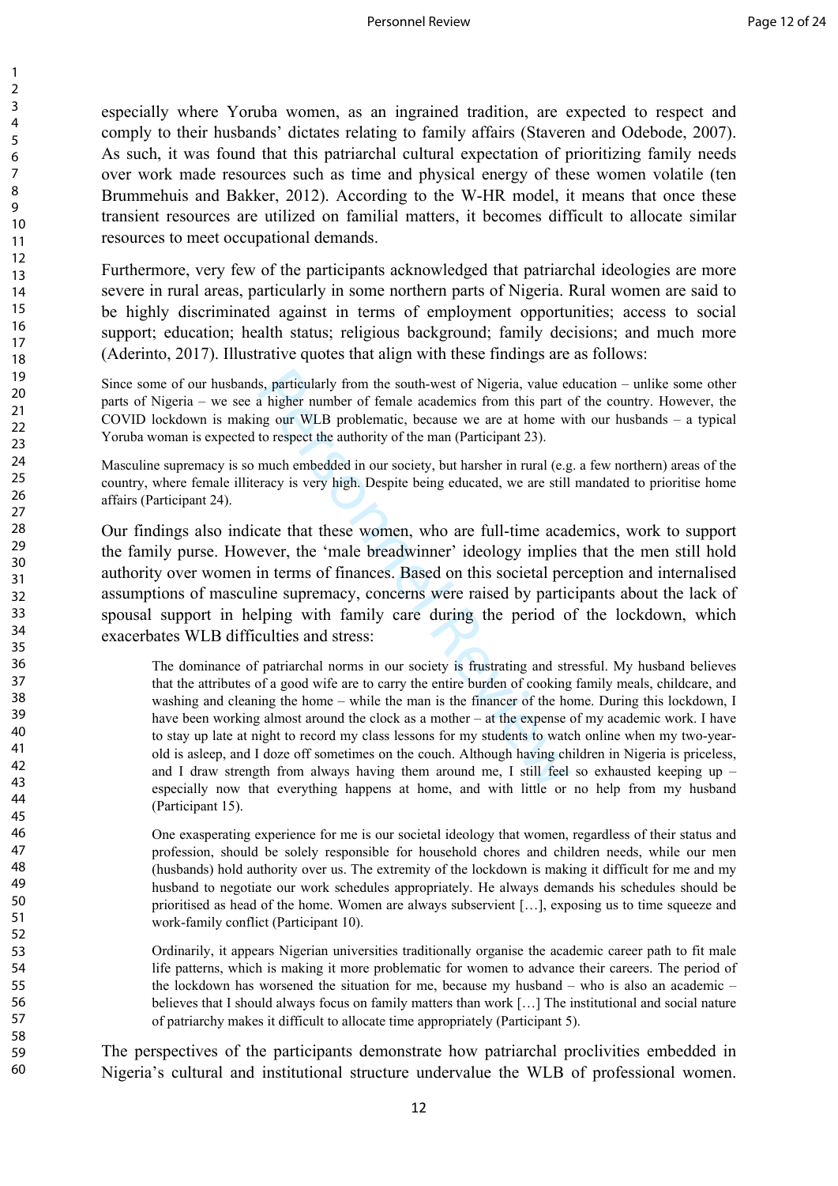especially where Yoruba women, as an ingrained tradition, are expected to respect and comply to their husbands' dictates relating to family affairs (Staveren and Odebode, 2007). As such, it was found that this patriarchal cultural expectation of prioritizing family needs over work made resources such as time and physical energy of these women volatile (ten Brummehuis and Bakker, 2012). According to the W-HR model, it means that once these transient resources are utilized on familial matters, it becomes difficult to allocate similar resources to meet occupational demands.

Furthermore, very few of the participants acknowledged that patriarchal ideologies are more severe in rural areas, particularly in some northern parts of Nigeria. Rural women are said to be highly discriminated against in terms of employment opportunities; access to social support; education; health status; religious background; family decisions; and much more (Aderinto, 2017). Illustrative quotes that align with these findings are as follows:

Since some of our husbands, particularly from the south-west of Nigeria, value education – unlike some other parts of Nigeria – we see a higher number of female academics from this part of the country. However, the COVID lockdown is making our WLB problematic, because we are at home with our husbands – a typical Yoruba woman is expected to respect the authority of the man (Participant 23).

Masculine supremacy is so much embedded in our society, but harsher in rural (e.g. a few northern) areas of the country, where female illiteracy is very high. Despite being educated, we are still mandated to prioritise home affairs (Participant 24).

Our findings also indicate that these women, who are full-time academics, work to support the family purse. However, the 'male breadwinner' ideology implies that the men still hold authority over women in terms of finances. Based on this societal perception and internalised assumptions of masculine supremacy, concerns were raised by participants about the lack of spousal support in helping with family care during the period of the lockdown, which exacerbates WLB difficulties and stress:

> The dominance of patriarchal norms in our society is frustrating and stressful. My husband believes that the attributes of a good wife are to carry the entire burden of cooking family meals, childcare, and washing and cleaning the home – while the man is the financer of the home. During this lockdown, I have been working almost around the clock as a mother – at the expense of my academic work. I have to stay up late at night to record my class lessons for my students to watch online when my two-year-old is asleep, and I doze off sometimes on the couch. Although having children in Nigeria is priceless, and I draw strength from always having them around me, I still feel so exhausted keeping up – especially now that everything happens at home, and with little or no help from my husband (Participant 15).

> One exasperating experience for me is our societal ideology that women, regardless of their status and profession, should be solely responsible for household chores and children needs, while our men (husbands) hold authority over us. The extremity of the lockdown is making it difficult for me and my husband to negotiate our work schedules appropriately. He always demands his schedules should be prioritised as head of the home. Women are always subservient […], exposing us to time squeeze and work-family conflict (Participant 10).

> Ordinarily, it appears Nigerian universities traditionally organise the academic career path to fit male life patterns, which is making it more problematic for women to advance their careers. The period of the lockdown has worsened the situation for me, because my husband – who is also an academic – believes that I should always focus on family matters than work […] The institutional and social nature of patriarchy makes it difficult to allocate time appropriately (Participant 5).

The perspectives of the participants demonstrate how patriarchal proclivities embedded in Nigeria's cultural and institutional structure undervalue the WLB of professional women.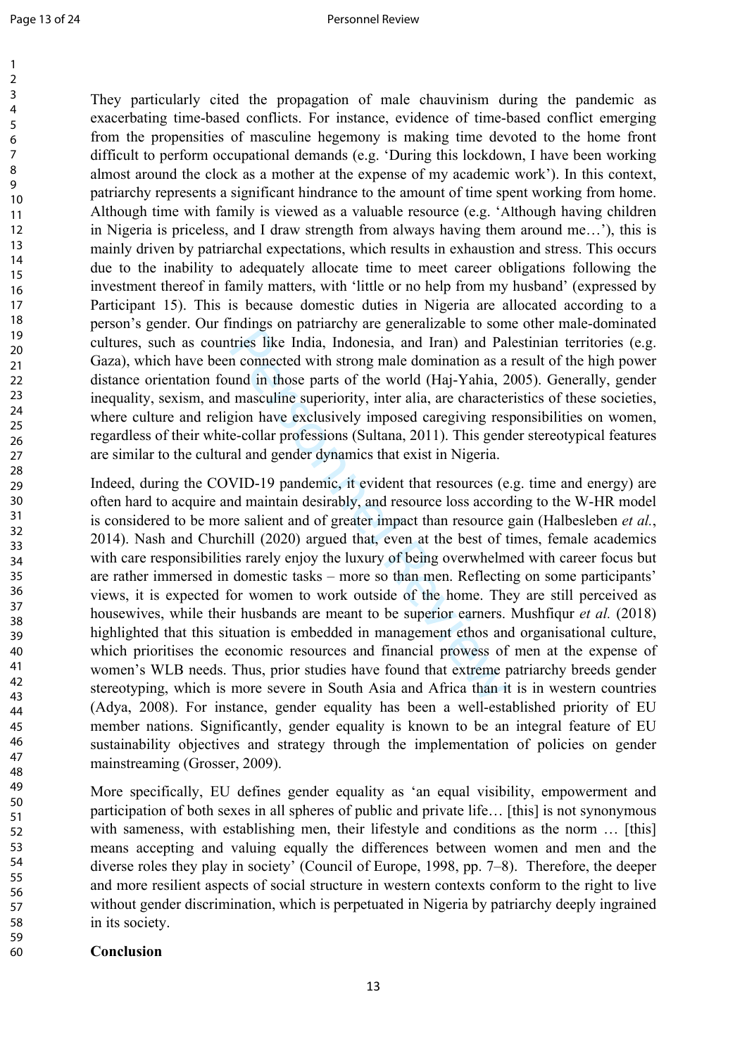They particularly cited the propagation of male chauvinism during the pandemic as exacerbating time-based conflicts. For instance, evidence of time-based conflict emerging from the propensities of masculine hegemony is making time devoted to the home front difficult to perform occupational demands (e.g. 'During this lockdown, I have been working almost around the clock as a mother at the expense of my academic work'). In this context, patriarchy represents a significant hindrance to the amount of time spent working from home. Although time with family is viewed as a valuable resource (e.g. 'Although having children in Nigeria is priceless, and I draw strength from always having them around me…'), this is mainly driven by patriarchal expectations, which results in exhaustion and stress. This occurs due to the inability to adequately allocate time to meet career obligations following the investment thereof in family matters, with 'little or no help from my husband' (expressed by Participant 15). This is because domestic duties in Nigeria are allocated according to a person's gender. Our findings on patriarchy are generalizable to some other male-dominated cultures, such as countries like India, Indonesia, and Iran) and Palestinian territories (e.g. Gaza), which have been connected with strong male domination as a result of the high power distance orientation found in those parts of the world (Haj-Yahia, 2005). Generally, gender inequality, sexism, and masculine superiority, inter alia, are characteristics of these societies, where culture and religion have exclusively imposed caregiving responsibilities on women, regardless of their white-collar professions (Sultana, 2011). This gender stereotypical features are similar to the cultural and gender dynamics that exist in Nigeria.

Indeed, during the COVID-19 pandemic, it evident that resources (e.g. time and energy) are often hard to acquire and maintain desirably, and resource loss according to the W-HR model is considered to be more salient and of greater impact than resource gain (Halbesleben *et al.*, 2014). Nash and Churchill (2020) argued that, even at the best of times, female academics with care responsibilities rarely enjoy the luxury of being overwhelmed with career focus but are rather immersed in domestic tasks – more so than men. Reflecting on some participants' views, it is expected for women to work outside of the home. They are still perceived as housewives, while their husbands are meant to be superior earners. Mushfiqur *et al.* (2018) highlighted that this situation is embedded in management ethos and organisational culture, which prioritises the economic resources and financial prowess of men at the expense of women's WLB needs. Thus, prior studies have found that extreme patriarchy breeds gender stereotyping, which is more severe in South Asia and Africa than it is in western countries (Adya, 2008). For instance, gender equality has been a well-established priority of EU member nations. Significantly, gender equality is known to be an integral feature of EU sustainability objectives and strategy through the implementation of policies on gender mainstreaming (Grosser, 2009).

More specifically, EU defines gender equality as 'an equal visibility, empowerment and participation of both sexes in all spheres of public and private life… [this] is not synonymous with sameness, with establishing men, their lifestyle and conditions as the norm … [this] means accepting and valuing equally the differences between women and men and the diverse roles they play in society' (Council of Europe, 1998, pp. 7–8). Therefore, the deeper and more resilient aspects of social structure in western contexts conform to the right to live without gender discrimination, which is perpetuated in Nigeria by patriarchy deeply ingrained in its society.

**Conclusion**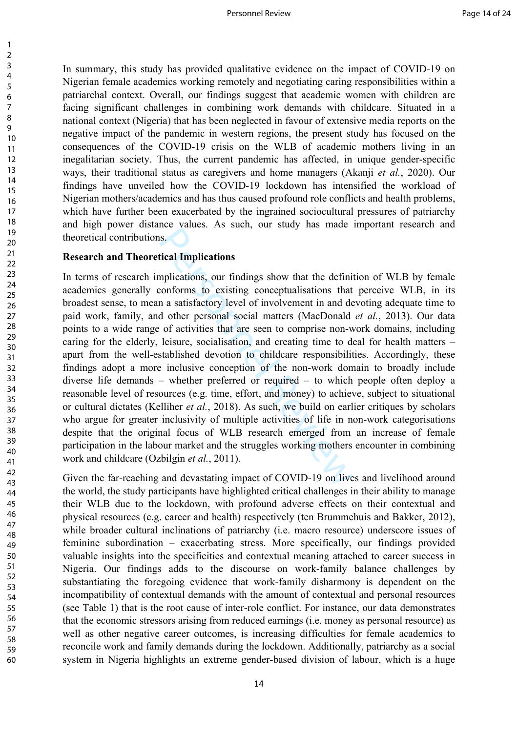In summary, this study has provided qualitative evidence on the impact of COVID-19 on Nigerian female academics working remotely and negotiating caring responsibilities within a patriarchal context. Overall, our findings suggest that academic women with children are facing significant challenges in combining work demands with childcare. Situated in a national context (Nigeria) that has been neglected in favour of extensive media reports on the negative impact of the pandemic in western regions, the present study has focused on the consequences of the COVID-19 crisis on the WLB of academic mothers living in an inegalitarian society. Thus, the current pandemic has affected, in unique gender-specific ways, their traditional status as caregivers and home managers (Akanji *et al.*, 2020). Our findings have unveiled how the COVID-19 lockdown has intensified the workload of Nigerian mothers/academics and has thus caused profound role conflicts and health problems, which have further been exacerbated by the ingrained sociocultural pressures of patriarchy and high power distance values. As such, our study has made important research and theoretical contributions.

**Research and Theoretical Implications**

In terms of research implications, our findings show that the definition of WLB by female academics generally conforms to existing conceptualisations that perceive WLB, in its broadest sense, to mean a satisfactory level of involvement in and devoting adequate time to paid work, family, and other personal social matters (MacDonald *et al.*, 2013). Our data points to a wide range of activities that are seen to comprise non-work domains, including caring for the elderly, leisure, socialisation, and creating time to deal for health matters – apart from the well-established devotion to childcare responsibilities. Accordingly, these findings adopt a more inclusive conception of the non-work domain to broadly include diverse life demands – whether preferred or required – to which people often deploy a reasonable level of resources (e.g. time, effort, and money) to achieve, subject to situational or cultural dictates (Kelliher *et al.*, 2018). As such, we build on earlier critiques by scholars who argue for greater inclusivity of multiple activities of life in non-work categorisations despite that the original focus of WLB research emerged from an increase of female participation in the labour market and the struggles working mothers encounter in combining work and childcare (Ozbilgin *et al.*, 2011).

Given the far-reaching and devastating impact of COVID-19 on lives and livelihood around the world, the study participants have highlighted critical challenges in their ability to manage their WLB due to the lockdown, with profound adverse effects on their contextual and physical resources (e.g. career and health) respectively (ten Brummehuis and Bakker, 2012), while broader cultural inclinations of patriarchy (i.e. macro resource) underscore issues of feminine subordination – exacerbating stress. More specifically, our findings provided valuable insights into the specificities and contextual meaning attached to career success in Nigeria. Our findings adds to the discourse on work-family balance challenges by substantiating the foregoing evidence that work-family disharmony is dependent on the incompatibility of contextual demands with the amount of contextual and personal resources (see Table 1) that is the root cause of inter-role conflict. For instance, our data demonstrates that the economic stressors arising from reduced earnings (i.e. money as personal resource) as well as other negative career outcomes, is increasing difficulties for female academics to reconcile work and family demands during the lockdown. Additionally, patriarchy as a social system in Nigeria highlights an extreme gender-based division of labour, which is a huge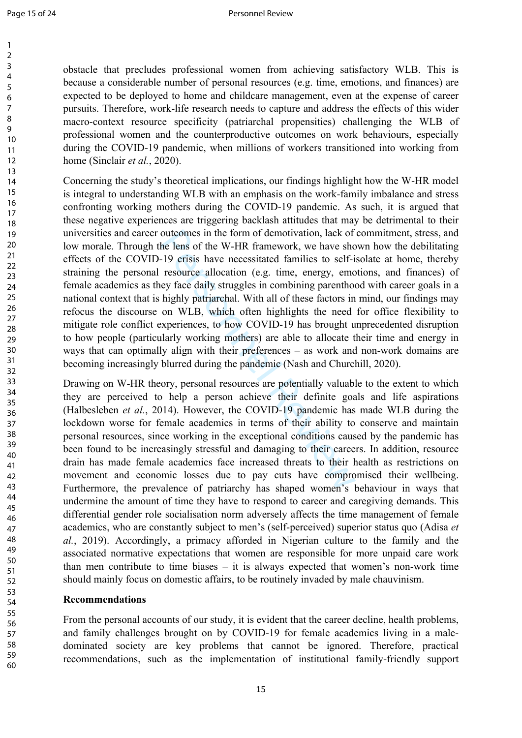obstacle that precludes professional women from achieving satisfactory WLB. This is because a considerable number of personal resources (e.g. time, emotions, and finances) are expected to be deployed to home and childcare management, even at the expense of career pursuits. Therefore, work-life research needs to capture and address the effects of this wider macro-context resource specificity (patriarchal propensities) challenging the WLB of professional women and the counterproductive outcomes on work behaviours, especially during the COVID-19 pandemic, when millions of workers transitioned into working from home (Sinclair *et al.*, 2020).

Concerning the study's theoretical implications, our findings highlight how the W-HR model is integral to understanding WLB with an emphasis on the work-family imbalance and stress confronting working mothers during the COVID-19 pandemic. As such, it is argued that these negative experiences are triggering backlash attitudes that may be detrimental to their universities and career outcomes in the form of demotivation, lack of commitment, stress, and low morale. Through the lens of the W-HR framework, we have shown how the debilitating effects of the COVID-19 crisis have necessitated families to self-isolate at home, thereby straining the personal resource allocation (e.g. time, energy, emotions, and finances) of female academics as they face daily struggles in combining parenthood with career goals in a national context that is highly patriarchal. With all of these factors in mind, our findings may refocus the discourse on WLB, which often highlights the need for office flexibility to mitigate role conflict experiences, to how COVID-19 has brought unprecedented disruption to how people (particularly working mothers) are able to allocate their time and energy in ways that can optimally align with their preferences – as work and non-work domains are becoming increasingly blurred during the pandemic (Nash and Churchill, 2020).

Drawing on W-HR theory, personal resources are potentially valuable to the extent to which they are perceived to help a person achieve their definite goals and life aspirations (Halbesleben *et al.*, 2014). However, the COVID-19 pandemic has made WLB during the lockdown worse for female academics in terms of their ability to conserve and maintain personal resources, since working in the exceptional conditions caused by the pandemic has been found to be increasingly stressful and damaging to their careers. In addition, resource drain has made female academics face increased threats to their health as restrictions on movement and economic losses due to pay cuts have compromised their wellbeing. Furthermore, the prevalence of patriarchy has shaped women's behaviour in ways that undermine the amount of time they have to respond to career and caregiving demands. This differential gender role socialisation norm adversely affects the time management of female academics, who are constantly subject to men's (self-perceived) superior status quo (Adisa *et al.*, 2019). Accordingly, a primacy afforded in Nigerian culture to the family and the associated normative expectations that women are responsible for more unpaid care work than men contribute to time biases – it is always expected that women's non-work time should mainly focus on domestic affairs, to be routinely invaded by male chauvinism.

**Recommendations**

From the personal accounts of our study, it is evident that the career decline, health problems, and family challenges brought on by COVID-19 for female academics living in a male-dominated society are key problems that cannot be ignored. Therefore, practical recommendations, such as the implementation of institutional family-friendly support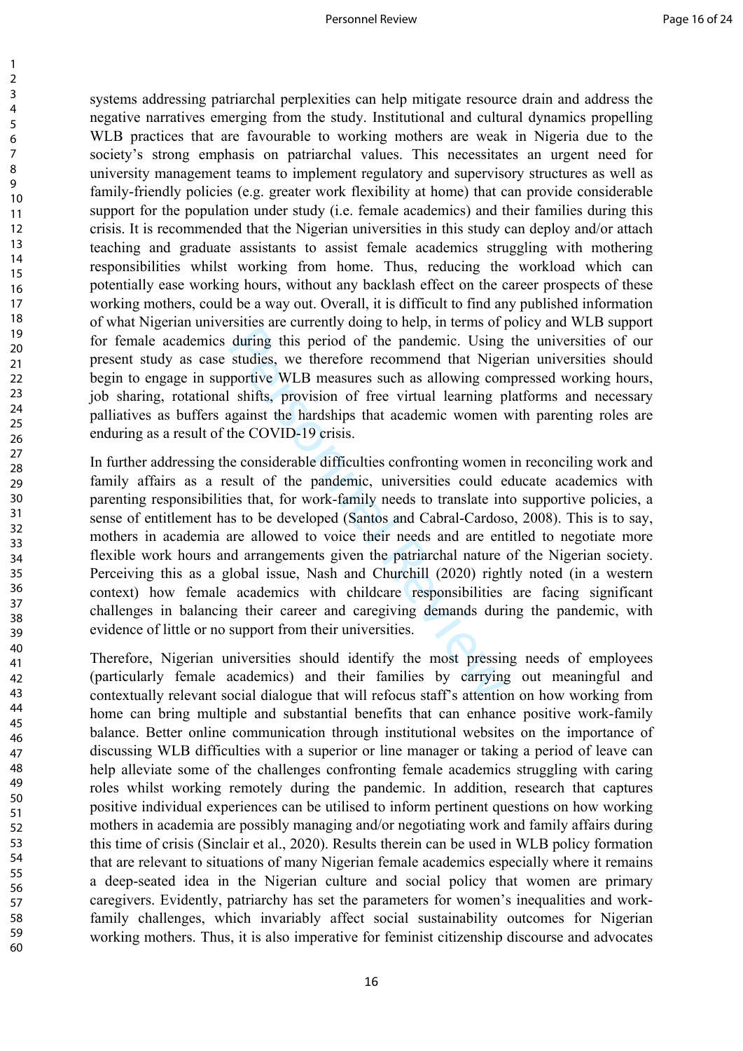systems addressing patriarchal perplexities can help mitigate resource drain and address the negative narratives emerging from the study. Institutional and cultural dynamics propelling WLB practices that are favourable to working mothers are weak in Nigeria due to the society's strong emphasis on patriarchal values. This necessitates an urgent need for university management teams to implement regulatory and supervisory structures as well as family-friendly policies (e.g. greater work flexibility at home) that can provide considerable support for the population under study (i.e. female academics) and their families during this crisis. It is recommended that the Nigerian universities in this study can deploy and/or attach teaching and graduate assistants to assist female academics struggling with mothering responsibilities whilst working from home. Thus, reducing the workload which can potentially ease working hours, without any backlash effect on the career prospects of these working mothers, could be a way out. Overall, it is difficult to find any published information of what Nigerian universities are currently doing to help, in terms of policy and WLB support for female academics during this period of the pandemic. Using the universities of our present study as case studies, we therefore recommend that Nigerian universities should begin to engage in supportive WLB measures such as allowing compressed working hours, job sharing, rotational shifts, provision of free virtual learning platforms and necessary palliatives as buffers against the hardships that academic women with parenting roles are enduring as a result of the COVID-19 crisis.

In further addressing the considerable difficulties confronting women in reconciling work and family affairs as a result of the pandemic, universities could educate academics with parenting responsibilities that, for work-family needs to translate into supportive policies, a sense of entitlement has to be developed (Santos and Cabral-Cardoso, 2008). This is to say, mothers in academia are allowed to voice their needs and are entitled to negotiate more flexible work hours and arrangements given the patriarchal nature of the Nigerian society. Perceiving this as a global issue, Nash and Churchill (2020) rightly noted (in a western context) how female academics with childcare responsibilities are facing significant challenges in balancing their career and caregiving demands during the pandemic, with evidence of little or no support from their universities.

Therefore, Nigerian universities should identify the most pressing needs of employees (particularly female academics) and their families by carrying out meaningful and contextually relevant social dialogue that will refocus staff's attention on how working from home can bring multiple and substantial benefits that can enhance positive work-family balance. Better online communication through institutional websites on the importance of discussing WLB difficulties with a superior or line manager or taking a period of leave can help alleviate some of the challenges confronting female academics struggling with caring roles whilst working remotely during the pandemic. In addition, research that captures positive individual experiences can be utilised to inform pertinent questions on how working mothers in academia are possibly managing and/or negotiating work and family affairs during this time of crisis (Sinclair et al., 2020). Results therein can be used in WLB policy formation that are relevant to situations of many Nigerian female academics especially where it remains a deep-seated idea in the Nigerian culture and social policy that women are primary caregivers. Evidently, patriarchy has set the parameters for women's inequalities and work-family challenges, which invariably affect social sustainability outcomes for Nigerian working mothers. Thus, it is also imperative for feminist citizenship discourse and advocates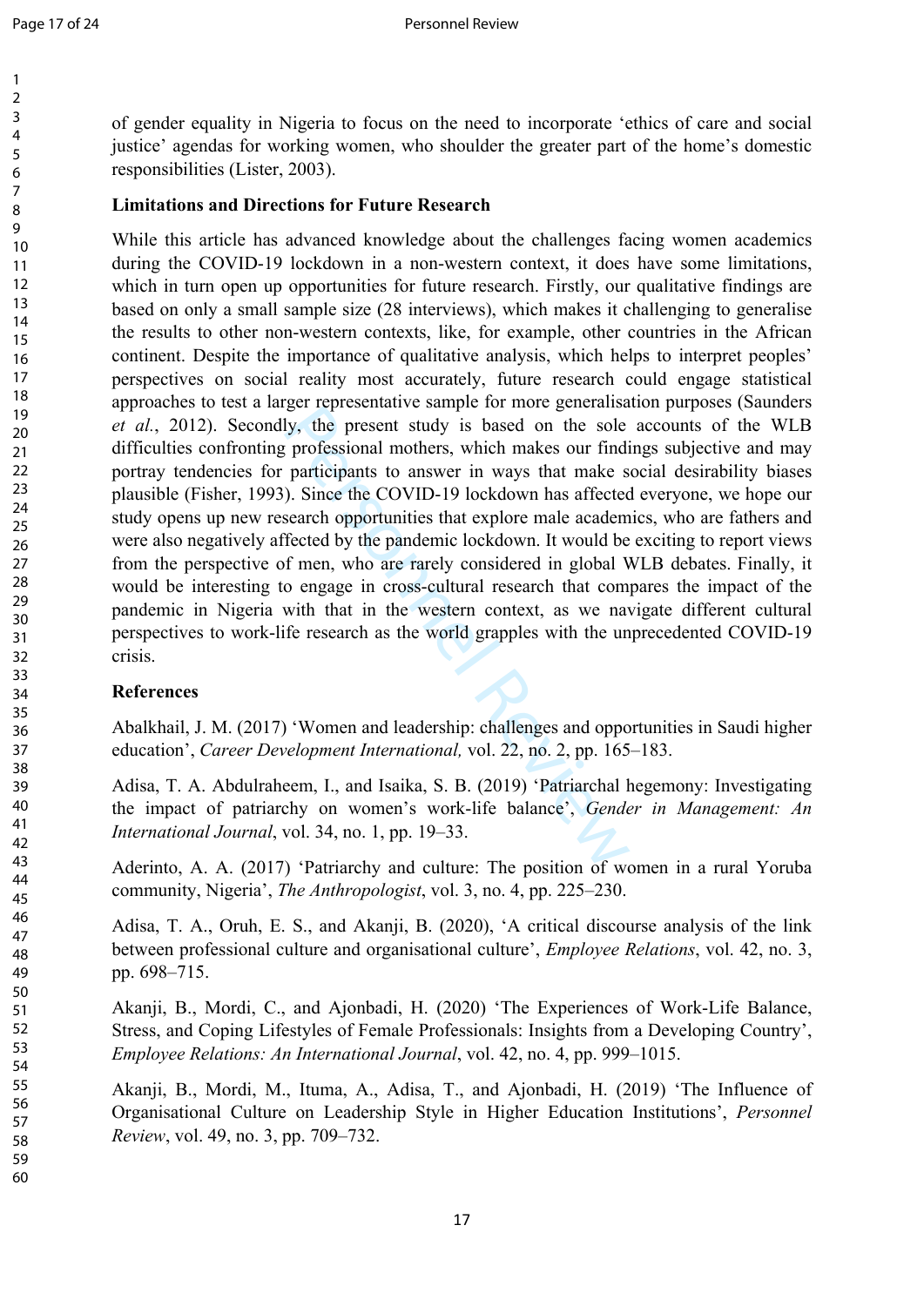of gender equality in Nigeria to focus on the need to incorporate 'ethics of care and social justice' agendas for working women, who shoulder the greater part of the home's domestic responsibilities (Lister, 2003).

**Limitations and Directions for Future Research**

While this article has advanced knowledge about the challenges facing women academics during the COVID-19 lockdown in a non-western context, it does have some limitations, which in turn open up opportunities for future research. Firstly, our qualitative findings are based on only a small sample size (28 interviews), which makes it challenging to generalise the results to other non-western contexts, like, for example, other countries in the African continent. Despite the importance of qualitative analysis, which helps to interpret peoples' perspectives on social reality most accurately, future research could engage statistical approaches to test a larger representative sample for more generalisation purposes (Saunders *et al.*, 2012). Secondly, the present study is based on the sole accounts of the WLB difficulties confronting professional mothers, which makes our findings subjective and may portray tendencies for participants to answer in ways that make social desirability biases plausible (Fisher, 1993). Since the COVID-19 lockdown has affected everyone, we hope our study opens up new research opportunities that explore male academics, who are fathers and were also negatively affected by the pandemic lockdown. It would be exciting to report views from the perspective of men, who are rarely considered in global WLB debates. Finally, it would be interesting to engage in cross-cultural research that compares the impact of the pandemic in Nigeria with that in the western context, as we navigate different cultural perspectives to work-life research as the world grapples with the unprecedented COVID-19 crisis.

**References**

Abalkhail, J. M. (2017) 'Women and leadership: challenges and opportunities in Saudi higher education', *Career Development International,* vol. 22, no. 2, pp. 165–183.

Adisa, T. A. Abdulraheem, I., and Isaika, S. B. (2019) 'Patriarchal hegemony: Investigating the impact of patriarchy on women's work-life balance', *Gender in Management: An International Journal*, vol. 34, no. 1, pp. 19–33.

Aderinto, A. A. (2017) 'Patriarchy and culture: The position of women in a rural Yoruba community, Nigeria', *The Anthropologist*, vol. 3, no. 4, pp. 225–230.

Adisa, T. A., Oruh, E. S., and Akanji, B. (2020), 'A critical discourse analysis of the link between professional culture and organisational culture', *Employee Relations*, vol. 42, no. 3, pp. 698–715.

Akanji, B., Mordi, C., and Ajonbadi, H. (2020) 'The Experiences of Work-Life Balance, Stress, and Coping Lifestyles of Female Professionals: Insights from a Developing Country', *Employee Relations: An International Journal*, vol. 42, no. 4, pp. 999–1015.

Akanji, B., Mordi, M., Ituma, A., Adisa, T., and Ajonbadi, H. (2019) 'The Influence of Organisational Culture on Leadership Style in Higher Education Institutions', *Personnel Review*, vol. 49, no. 3, pp. 709–732.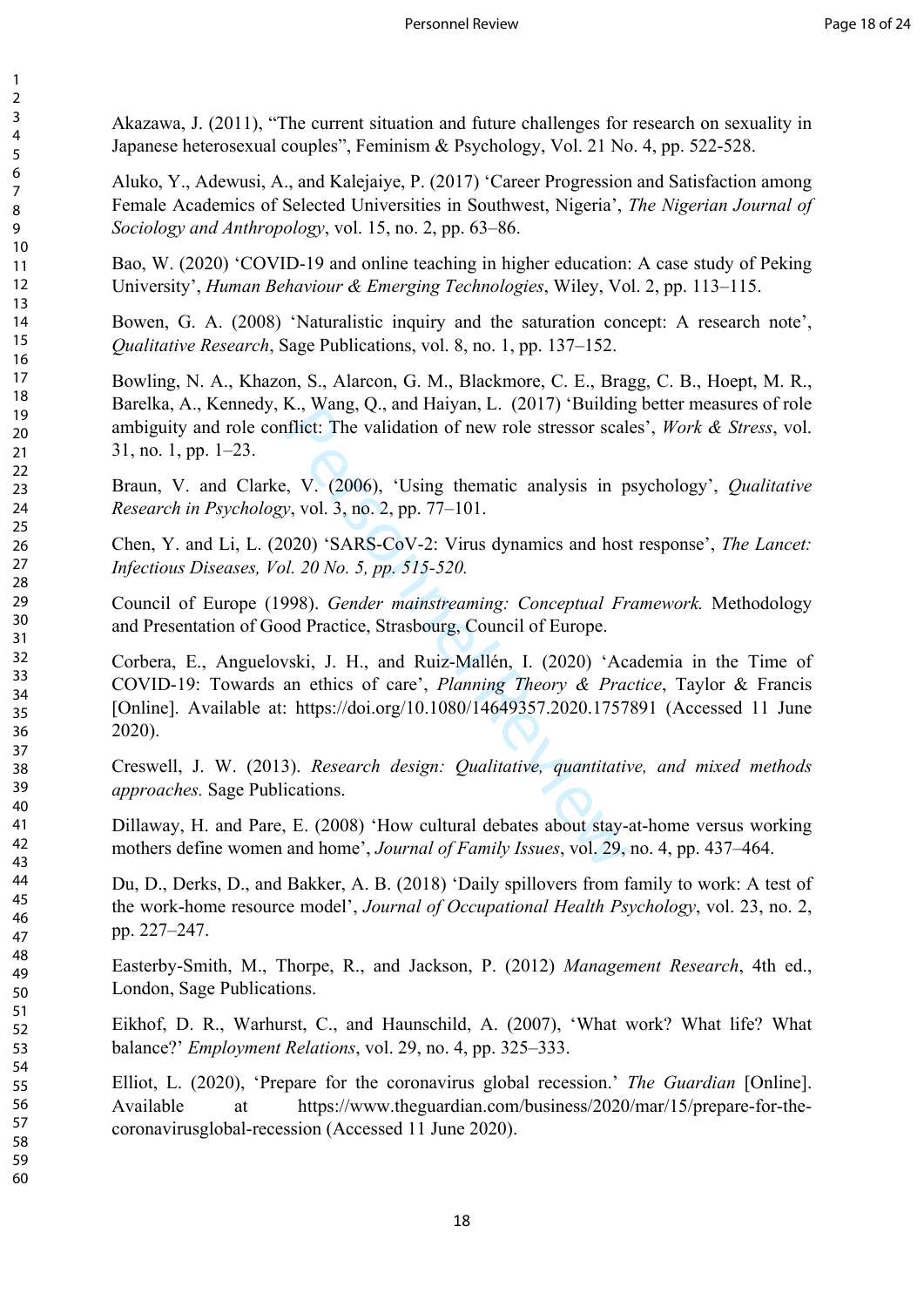Akazawa, J. (2011), “The current situation and future challenges for research on sexuality in Japanese heterosexual couples”, Feminism & Psychology, Vol. 21 No. 4, pp. 522-528.

Aluko, Y., Adewusi, A., and Kalejaiye, P. (2017) ‘Career Progression and Satisfaction among Female Academics of Selected Universities in Southwest, Nigeria’, *The Nigerian Journal of Sociology and Anthropology*, vol. 15, no. 2, pp. 63–86.

Bao, W. (2020) ‘COVID-19 and online teaching in higher education: A case study of Peking University’, *Human Behaviour & Emerging Technologies*, Wiley, Vol. 2, pp. 113–115.

Bowen, G. A. (2008) ‘Naturalistic inquiry and the saturation concept: A research note’, *Qualitative Research*, Sage Publications, vol. 8, no. 1, pp. 137–152.

Bowling, N. A., Khazon, S., Alarcon, G. M., Blackmore, C. E., Bragg, C. B., Hoept, M. R., Barelka, A., Kennedy, K., Wang, Q., and Haiyan, L. (2017) ‘Building better measures of role ambiguity and role conflict: The validation of new role stressor scales’, *Work & Stress*, vol. 31, no. 1, pp. 1–23.

Braun, V. and Clarke, V. (2006), ‘Using thematic analysis in psychology’, *Qualitative Research in Psychology*, vol. 3, no. 2, pp. 77–101.

Chen, Y. and Li, L. (2020) ‘SARS-CoV-2: Virus dynamics and host response’, *The Lancet: Infectious Diseases, Vol. 20 No. 5, pp. 515-520.*

Council of Europe (1998). *Gender mainstreaming: Conceptual Framework.* Methodology and Presentation of Good Practice, Strasbourg, Council of Europe.

Corbera, E., Anguelovski, J. H., and Ruiz-Mallén, I. (2020) ‘Academia in the Time of COVID-19: Towards an ethics of care’, *Planning Theory & Practice*, Taylor & Francis [Online]. Available at: https://doi.org/10.1080/14649357.2020.1757891 (Accessed 11 June 2020).

Creswell, J. W. (2013). *Research design: Qualitative, quantitative, and mixed methods approaches.* Sage Publications.

Dillaway, H. and Pare, E. (2008) ‘How cultural debates about stay-at-home versus working mothers define women and home’, *Journal of Family Issues*, vol. 29, no. 4, pp. 437–464.

Du, D., Derks, D., and Bakker, A. B. (2018) ‘Daily spillovers from family to work: A test of the work-home resource model’, *Journal of Occupational Health Psychology*, vol. 23, no. 2, pp. 227–247.

Easterby-Smith, M., Thorpe, R., and Jackson, P. (2012) *Management Research*, 4th ed., London, Sage Publications.

Eikhof, D. R., Warhurst, C., and Haunschild, A. (2007), ‘What work? What life? What balance?’ *Employment Relations*, vol. 29, no. 4, pp. 325–333.

Elliot, L. (2020), ‘Prepare for the coronavirus global recession.’ *The Guardian* [Online]. Available at https://www.theguardian.com/business/2020/mar/15/prepare-for-the-coronavirusglobal-recession (Accessed 11 June 2020).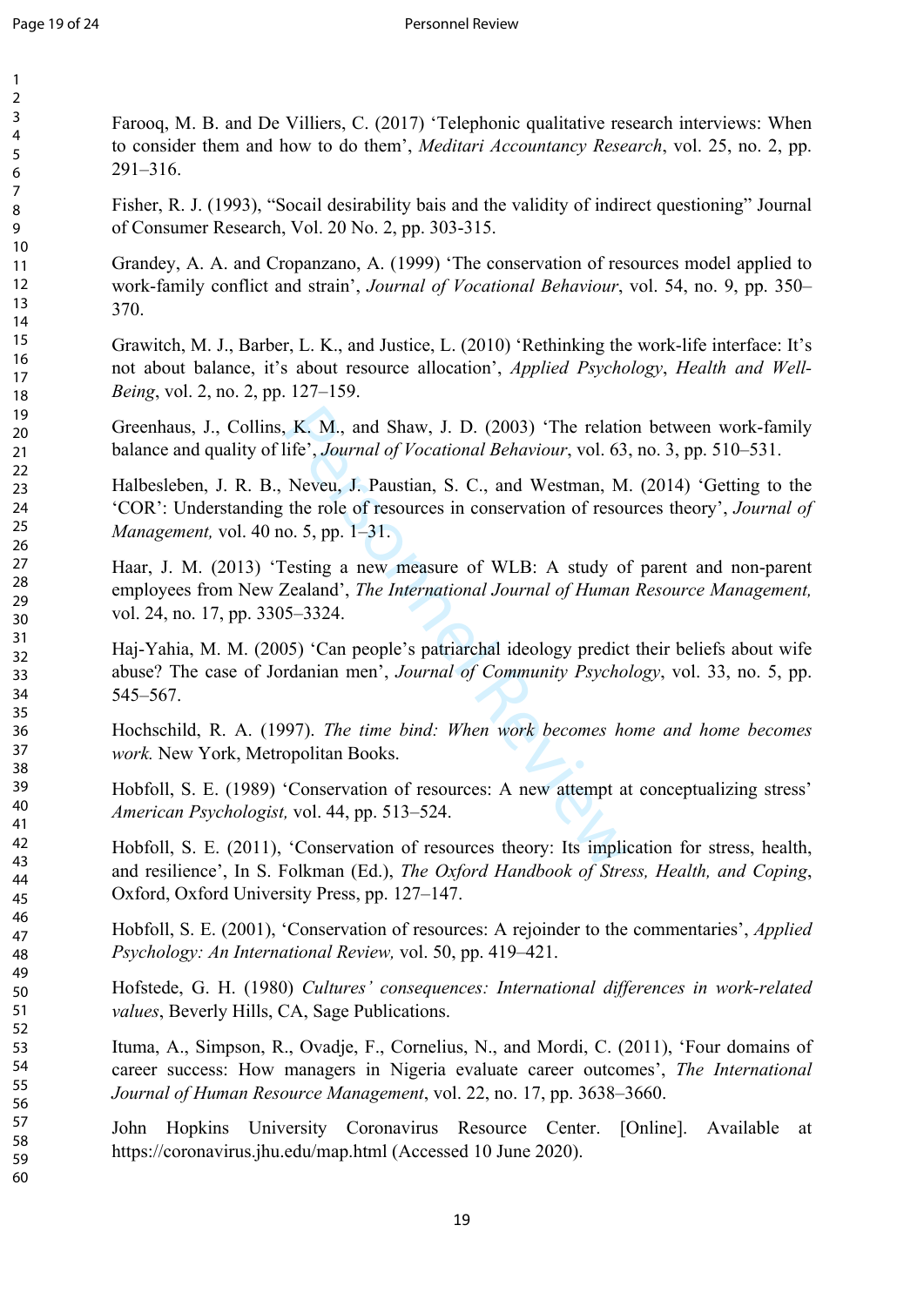Farooq, M. B. and De Villiers, C. (2017) ‘Telephonic qualitative research interviews: When to consider them and how to do them’, *Meditari Accountancy Research*, vol. 25, no. 2, pp. 291–316.

Fisher, R. J. (1993), “Socail desirability bais and the validity of indirect questioning” Journal of Consumer Research, Vol. 20 No. 2, pp. 303-315.

Grandey, A. A. and Cropanzano, A. (1999) ‘The conservation of resources model applied to work-family conflict and strain’, *Journal of Vocational Behaviour*, vol. 54, no. 9, pp. 350–370.

Grawitch, M. J., Barber, L. K., and Justice, L. (2010) ‘Rethinking the work-life interface: It’s not about balance, it’s about resource allocation’, *Applied Psychology*, *Health and Well-Being*, vol. 2, no. 2, pp. 127–159.

Greenhaus, J., Collins, K. M., and Shaw, J. D. (2003) ‘The relation between work-family balance and quality of life’, *Journal of Vocational Behaviour*, vol. 63, no. 3, pp. 510–531.

Halbesleben, J. R. B., Neveu, J. Paustian, S. C., and Westman, M. (2014) ‘Getting to the ‘COR’: Understanding the role of resources in conservation of resources theory’, *Journal of Management,* vol. 40 no. 5, pp. 1–31.

Haar, J. M. (2013) ‘Testing a new measure of WLB: A study of parent and non-parent employees from New Zealand’, *The International Journal of Human Resource Management,* vol. 24, no. 17, pp. 3305–3324.

Haj-Yahia, M. M. (2005) ‘Can people’s patriarchal ideology predict their beliefs about wife abuse? The case of Jordanian men’, *Journal of Community Psychology*, vol. 33, no. 5, pp. 545–567.

Hochschild, R. A. (1997). *The time bind: When work becomes home and home becomes work.* New York, Metropolitan Books.

Hobfoll, S. E. (1989) ‘Conservation of resources: A new attempt at conceptualizing stress’ *American Psychologist,* vol. 44, pp. 513–524.

Hobfoll, S. E. (2011), ‘Conservation of resources theory: Its implication for stress, health, and resilience’, In S. Folkman (Ed.), *The Oxford Handbook of Stress, Health, and Coping*, Oxford, Oxford University Press, pp. 127–147.

Hobfoll, S. E. (2001), ‘Conservation of resources: A rejoinder to the commentaries’, *Applied Psychology: An International Review,* vol. 50, pp. 419–421.

Hofstede, G. H. (1980) *Cultures’ consequences: International differences in work-related values*, Beverly Hills, CA, Sage Publications.

Ituma, A., Simpson, R., Ovadje, F., Cornelius, N., and Mordi, C. (2011), ‘Four domains of career success: How managers in Nigeria evaluate career outcomes’, *The International Journal of Human Resource Management*, vol. 22, no. 17, pp. 3638–3660.

John Hopkins University Coronavirus Resource Center. [Online]. Available at https://coronavirus.jhu.edu/map.html (Accessed 10 June 2020).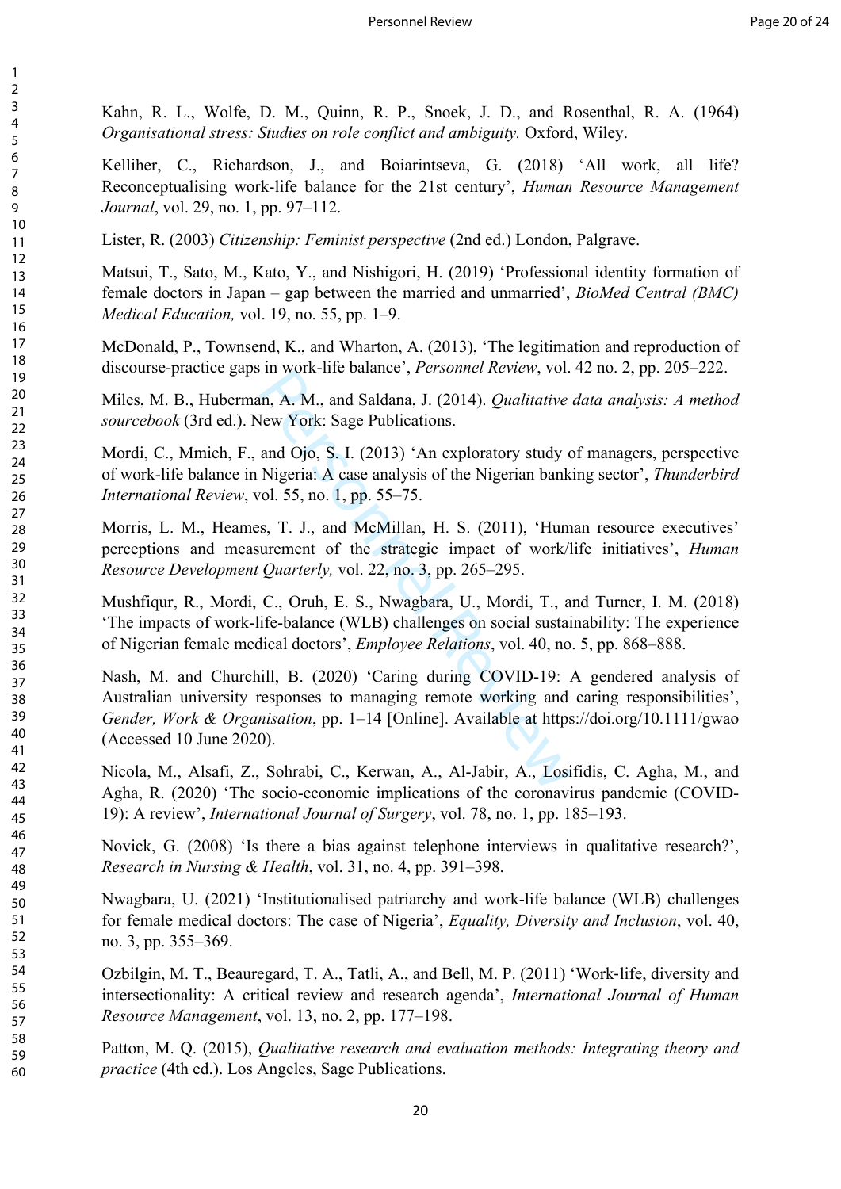Kahn, R. L., Wolfe, D. M., Quinn, R. P., Snoek, J. D., and Rosenthal, R. A. (1964) *Organisational stress: Studies on role conflict and ambiguity.* Oxford, Wiley.

Kelliher, C., Richardson, J., and Boiarintseva, G. (2018) 'All work, all life? Reconceptualising work-life balance for the 21st century', *Human Resource Management Journal*, vol. 29, no. 1, pp. 97–112.

Lister, R. (2003) *Citizenship: Feminist perspective* (2nd ed.) London, Palgrave.

Matsui, T., Sato, M., Kato, Y., and Nishigori, H. (2019) 'Professional identity formation of female doctors in Japan – gap between the married and unmarried', *BioMed Central (BMC) Medical Education,* vol. 19, no. 55, pp. 1–9.

McDonald, P., Townsend, K., and Wharton, A. (2013), 'The legitimation and reproduction of discourse-practice gaps in work-life balance', *Personnel Review*, vol. 42 no. 2, pp. 205–222.

Miles, M. B., Huberman, A. M., and Saldana, J. (2014). *Qualitative data analysis: A method sourcebook* (3rd ed.). New York: Sage Publications.

Mordi, C., Mmieh, F., and Ojo, S. I. (2013) 'An exploratory study of managers, perspective of work-life balance in Nigeria: A case analysis of the Nigerian banking sector', *Thunderbird International Review*, vol. 55, no. 1, pp. 55–75.

Morris, L. M., Heames, T. J., and McMillan, H. S. (2011), 'Human resource executives' perceptions and measurement of the strategic impact of work/life initiatives', *Human Resource Development Quarterly,* vol. 22, no. 3, pp. 265–295.

Mushfiqur, R., Mordi, C., Oruh, E. S., Nwagbara, U., Mordi, T., and Turner, I. M. (2018) 'The impacts of work-life-balance (WLB) challenges on social sustainability: The experience of Nigerian female medical doctors', *Employee Relations*, vol. 40, no. 5, pp. 868–888.

Nash, M. and Churchill, B. (2020) 'Caring during COVID-19: A gendered analysis of Australian university responses to managing remote working and caring responsibilities', *Gender, Work & Organisation*, pp. 1–14 [Online]. Available at https://doi.org/10.1111/gwao (Accessed 10 June 2020).

Nicola, M., Alsafi, Z., Sohrabi, C., Kerwan, A., Al-Jabir, A., Losifidis, C. Agha, M., and Agha, R. (2020) 'The socio-economic implications of the coronavirus pandemic (COVID-19): A review', *International Journal of Surgery*, vol. 78, no. 1, pp. 185–193.

Novick, G. (2008) 'Is there a bias against telephone interviews in qualitative research?', *Research in Nursing & Health*, vol. 31, no. 4, pp. 391–398.

Nwagbara, U. (2021) 'Institutionalised patriarchy and work-life balance (WLB) challenges for female medical doctors: The case of Nigeria', *Equality, Diversity and Inclusion*, vol. 40, no. 3, pp. 355–369.

Ozbilgin, M. T., Beauregard, T. A., Tatli, A., and Bell, M. P. (2011) 'Work-life, diversity and intersectionality: A critical review and research agenda', *International Journal of Human Resource Management*, vol. 13, no. 2, pp. 177–198.

Patton, M. Q. (2015), *Qualitative research and evaluation methods: Integrating theory and practice* (4th ed.). Los Angeles, Sage Publications.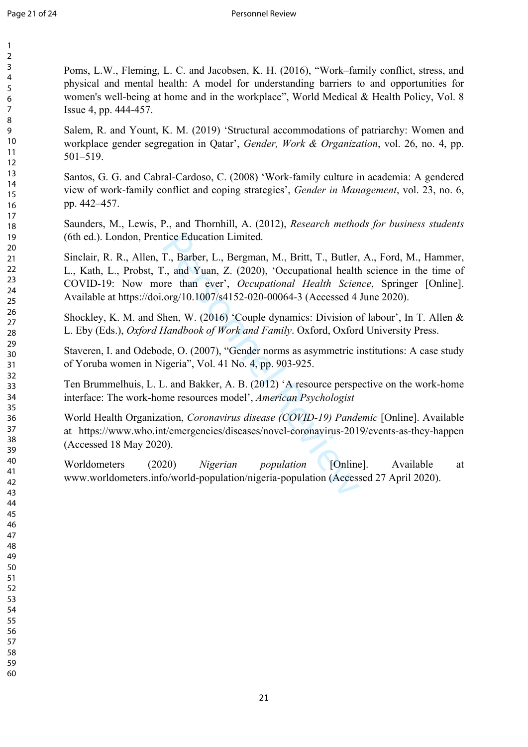Poms, L.W., Fleming, L. C. and Jacobsen, K. H. (2016), “Work–family conflict, stress, and physical and mental health: A model for understanding barriers to and opportunities for women's well-being at home and in the workplace”, World Medical & Health Policy, Vol. 8 Issue 4, pp. 444-457.

Salem, R. and Yount, K. M. (2019) ‘Structural accommodations of patriarchy: Women and workplace gender segregation in Qatar’, *Gender, Work & Organization*, vol. 26, no. 4, pp. 501–519.

Santos, G. G. and Cabral-Cardoso, C. (2008) ‘Work-family culture in academia: A gendered view of work-family conflict and coping strategies’, *Gender in Management*, vol. 23, no. 6, pp. 442–457.

Saunders, M., Lewis, P., and Thornhill, A. (2012), *Research methods for business students* (6th ed.). London, Prentice Education Limited.

Sinclair, R. R., Allen, T., Barber, L., Bergman, M., Britt, T., Butler, A., Ford, M., Hammer, L., Kath, L., Probst, T., and Yuan, Z. (2020), ‘Occupational health science in the time of COVID-19: Now more than ever’, *Occupational Health Science*, Springer [Online]. Available at https://doi.org/10.1007/s4152-020-00064-3 (Accessed 4 June 2020).

Shockley, K. M. and Shen, W. (2016) ‘Couple dynamics: Division of labour’, In T. Allen & L. Eby (Eds.), *Oxford Handbook of Work and Family*. Oxford, Oxford University Press.

Staveren, I. and Odebode, O. (2007), “Gender norms as asymmetric institutions: A case study of Yoruba women in Nigeria”, Vol. 41 No. 4, pp. 903-925.

Ten Brummelhuis, L. L. and Bakker, A. B. (2012) ‘A resource perspective on the work-home interface: The work-home resources model’, *American Psychologist*

World Health Organization, *Coronavirus disease (COVID-19) Pandemic* [Online]. Available at https://www.who.int/emergencies/diseases/novel-coronavirus-2019/events-as-they-happen (Accessed 18 May 2020).

Worldometers (2020) *Nigerian population* [Online]. Available at www.worldometers.info/world-population/nigeria-population (Accessed 27 April 2020).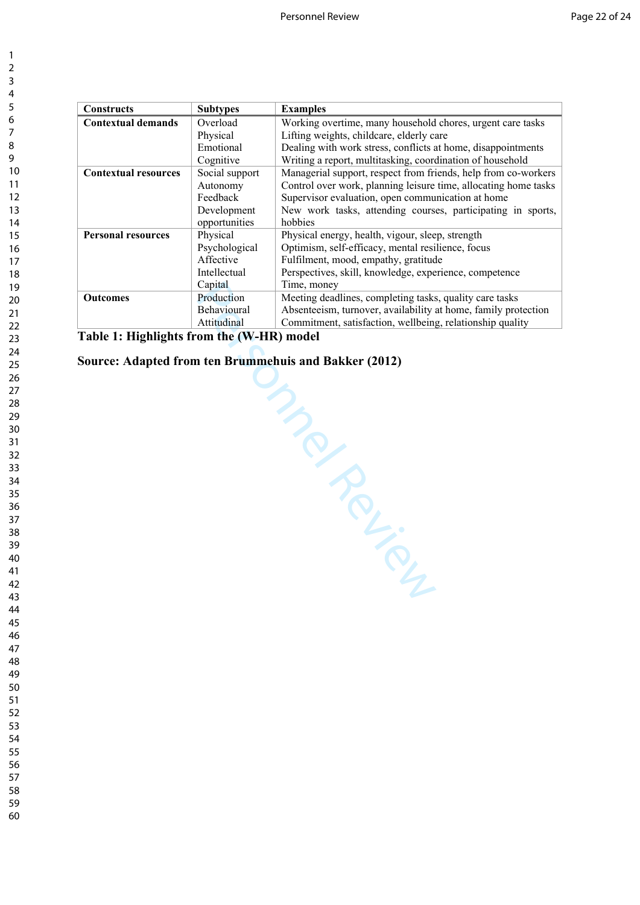| Constructs | Subtypes | Examples |
|---|---|---|
| **Contextual demands** | Overload | Working overtime, many household chores, urgent care tasks |
| | Physical | Lifting weights, childcare, elderly care |
| | Emotional | Dealing with work stress, conflicts at home, disappointments |
| | Cognitive | Writing a report, multitasking, coordination of household |
| **Contextual resources** | Social support | Managerial support, respect from friends, help from co-workers |
| | Autonomy | Control over work, planning leisure time, allocating home tasks |
| | Feedback | Supervisor evaluation, open communication at home |
| | Development opportunities | New work tasks, attending courses, participating in sports, hobbies |
| **Personal resources** | Physical | Physical energy, health, vigour, sleep, strength |
| | Psychological | Optimism, self-efficacy, mental resilience, focus |
| | Affective | Fulfilment, mood, empathy, gratitude |
| | Intellectual | Perspectives, skill, knowledge, experience, competence |
| | Capital | Time, money |
| **Outcomes** | Production | Meeting deadlines, completing tasks, quality care tasks |
| | Behavioural | Absenteeism, turnover, availability at home, family protection |
| | Attitudinal | Commitment, satisfaction, wellbeing, relationship quality |

**Table 1: Highlights from the (W-HR) model**

**Source: Adapted from ten Brummehuis and Bakker (2012)**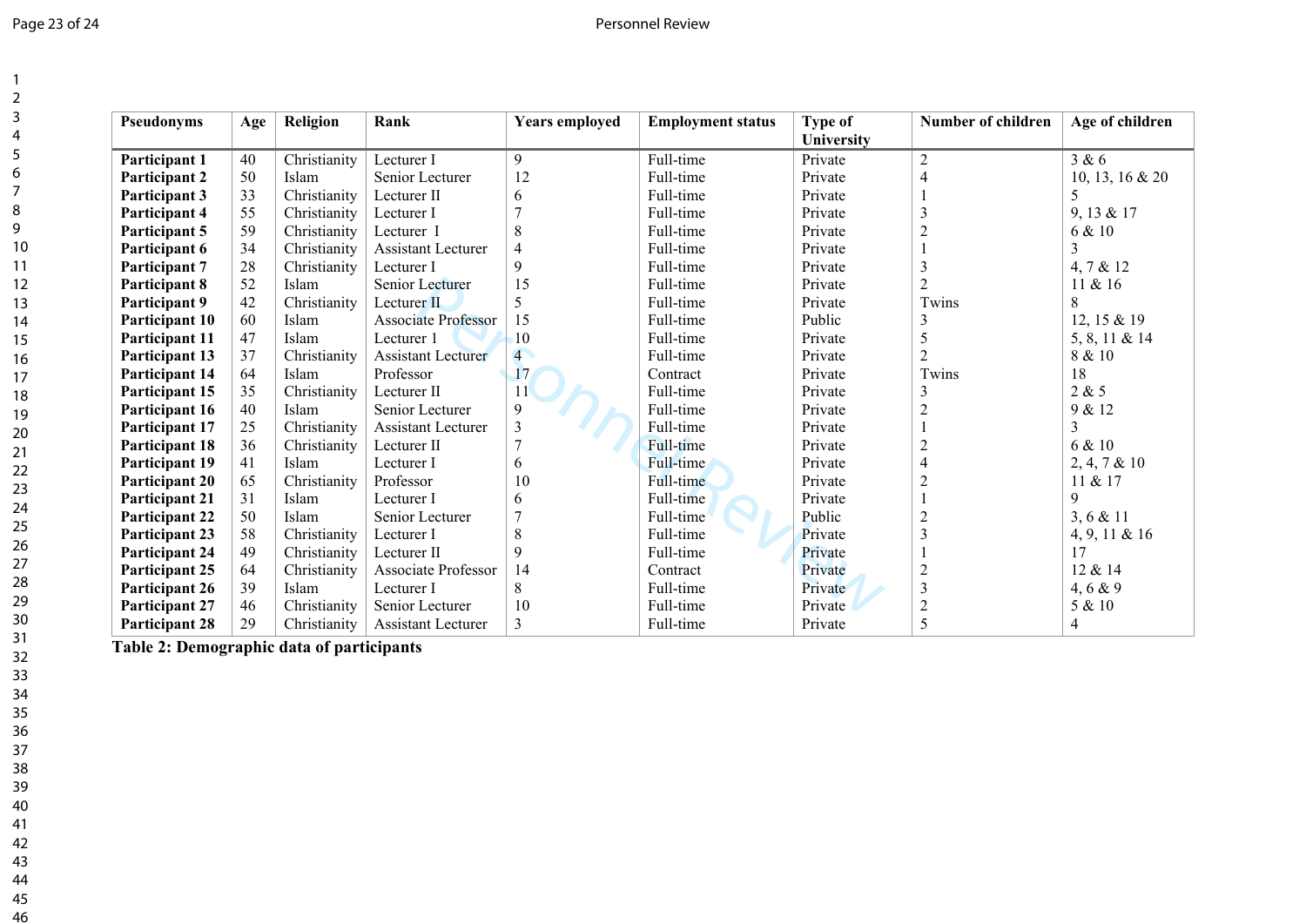| Pseudonyms | Age | Religion | Rank | Years employed | Employment status | Type of University | Number of children | Age of children |
|---|---|---|---|---|---|---|---|---|
| **Participant 1** | 40 | Christianity | Lecturer I | 9 | Full-time | Private | 2 | 3 & 6 |
| **Participant 2** | 50 | Islam | Senior Lecturer | 12 | Full-time | Private | 4 | 10, 13, 16 & 20 |
| **Participant 3** | 33 | Christianity | Lecturer II | 6 | Full-time | Private | 1 | 5 |
| **Participant 4** | 55 | Christianity | Lecturer I | 7 | Full-time | Private | 3 | 9, 13 & 17 |
| **Participant 5** | 59 | Christianity | Lecturer I | 8 | Full-time | Private | 2 | 6 & 10 |
| **Participant 6** | 34 | Christianity | Assistant Lecturer | 4 | Full-time | Private | 1 | 3 |
| **Participant 7** | 28 | Christianity | Lecturer I | 9 | Full-time | Private | 3 | 4, 7 & 12 |
| **Participant 8** | 52 | Islam | Senior Lecturer | 15 | Full-time | Private | 2 | 11 & 16 |
| **Participant 9** | 42 | Christianity | Lecturer II | 5 | Full-time | Private | Twins | 8 |
| **Participant 10** | 60 | Islam | Associate Professor | 15 | Full-time | Public | 3 | 12, 15 & 19 |
| **Participant 11** | 47 | Islam | Lecturer 1 | 10 | Full-time | Private | 5 | 5, 8, 11 & 14 |
| **Participant 13** | 37 | Christianity | Assistant Lecturer | 4 | Full-time | Private | 2 | 8 & 10 |
| **Participant 14** | 64 | Islam | Professor | 17 | Contract | Private | Twins | 18 |
| **Participant 15** | 35 | Christianity | Lecturer II | 11 | Full-time | Private | 3 | 2 & 5 |
| **Participant 16** | 40 | Islam | Senior Lecturer | 9 | Full-time | Private | 2 | 9 & 12 |
| **Participant 17** | 25 | Christianity | Assistant Lecturer | 3 | Full-time | Private | 1 | 3 |
| **Participant 18** | 36 | Christianity | Lecturer II | 7 | Full-time | Private | 2 | 6 & 10 |
| **Participant 19** | 41 | Islam | Lecturer I | 6 | Full-time | Private | 4 | 2, 4, 7 & 10 |
| **Participant 20** | 65 | Christianity | Professor | 10 | Full-time | Private | 2 | 11 & 17 |
| **Participant 21** | 31 | Islam | Lecturer I | 6 | Full-time | Private | 1 | 9 |
| **Participant 22** | 50 | Islam | Senior Lecturer | 7 | Full-time | Public | 2 | 3, 6 & 11 |
| **Participant 23** | 58 | Christianity | Lecturer I | 8 | Full-time | Private | 3 | 4, 9, 11 & 16 |
| **Participant 24** | 49 | Christianity | Lecturer II | 9 | Full-time | Private | 1 | 17 |
| **Participant 25** | 64 | Christianity | Associate Professor | 14 | Contract | Private | 2 | 12 & 14 |
| **Participant 26** | 39 | Islam | Lecturer I | 8 | Full-time | Private | 3 | 4, 6 & 9 |
| **Participant 27** | 46 | Christianity | Senior Lecturer | 10 | Full-time | Private | 2 | 5 & 10 |
| **Participant 28** | 29 | Christianity | Assistant Lecturer | 3 | Full-time | Private | 5 | 4 |

**Table 2: Demographic data of participants**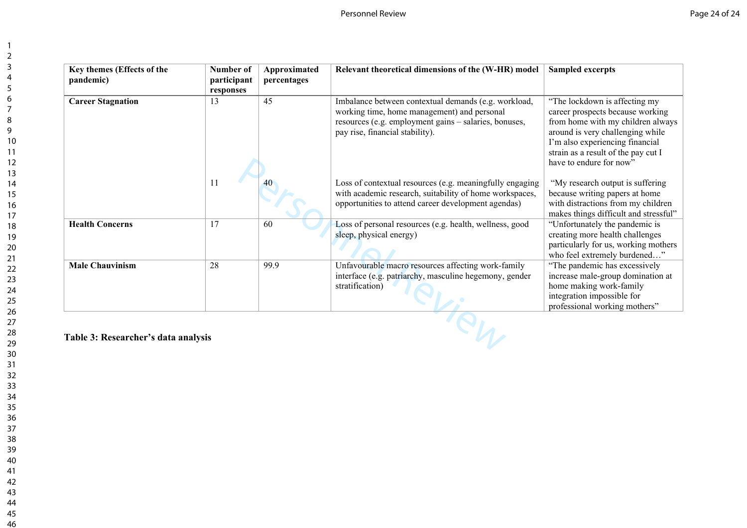| Key themes (Effects of the pandemic) | Number of participant responses | Approximated percentages | Relevant theoretical dimensions of the (W-HR) model | Sampled excerpts |
|---|---|---|---|---|
| **Career Stagnation** | 13 | 45 | Imbalance between contextual demands (e.g. workload, working time, home management) and personal resources (e.g. employment gains – salaries, bonuses, pay rise, financial stability). | "The lockdown is affecting my career prospects because working from home with my children always around is very challenging while I'm also experiencing financial strain as a result of the pay cut I have to endure for now" |
| | 11 | 40 | Loss of contextual resources (e.g. meaningfully engaging with academic research, suitability of home workspaces, opportunities to attend career development agendas) | "My research output is suffering because writing papers at home with distractions from my children makes things difficult and stressful" |
| **Health Concerns** | 17 | 60 | Loss of personal resources (e.g. health, wellness, good sleep, physical energy) | "Unfortunately the pandemic is creating more health challenges particularly for us, working mothers who feel extremely burdened…" |
| **Male Chauvinism** | 28 | 99.9 | Unfavourable macro resources affecting work-family interface (e.g. patriarchy, masculine hegemony, gender stratification) | "The pandemic has excessively increase male-group domination at home making work-family integration impossible for professional working mothers" |

**Table 3: Researcher's data analysis**